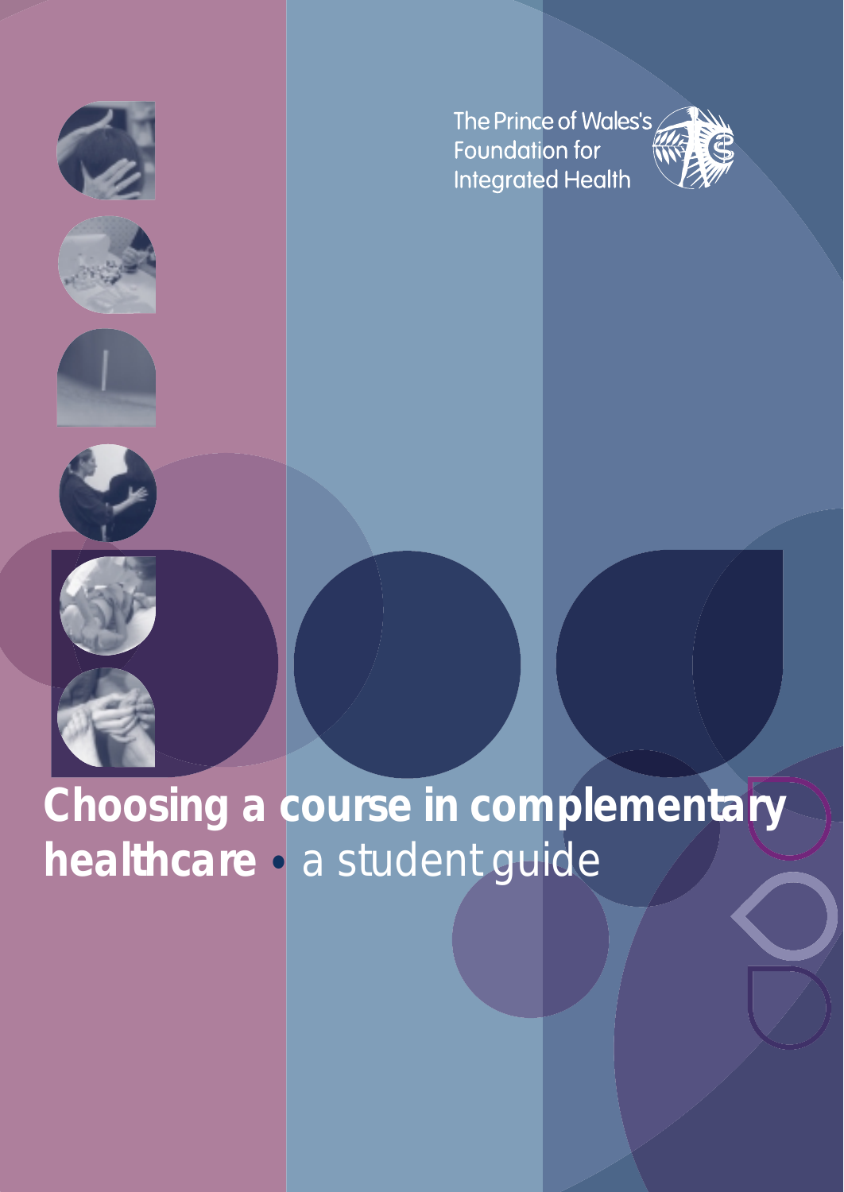The Prince of Wales's Foundation for Integrated Health

# Choosing a course in complementary healthcare • a student guide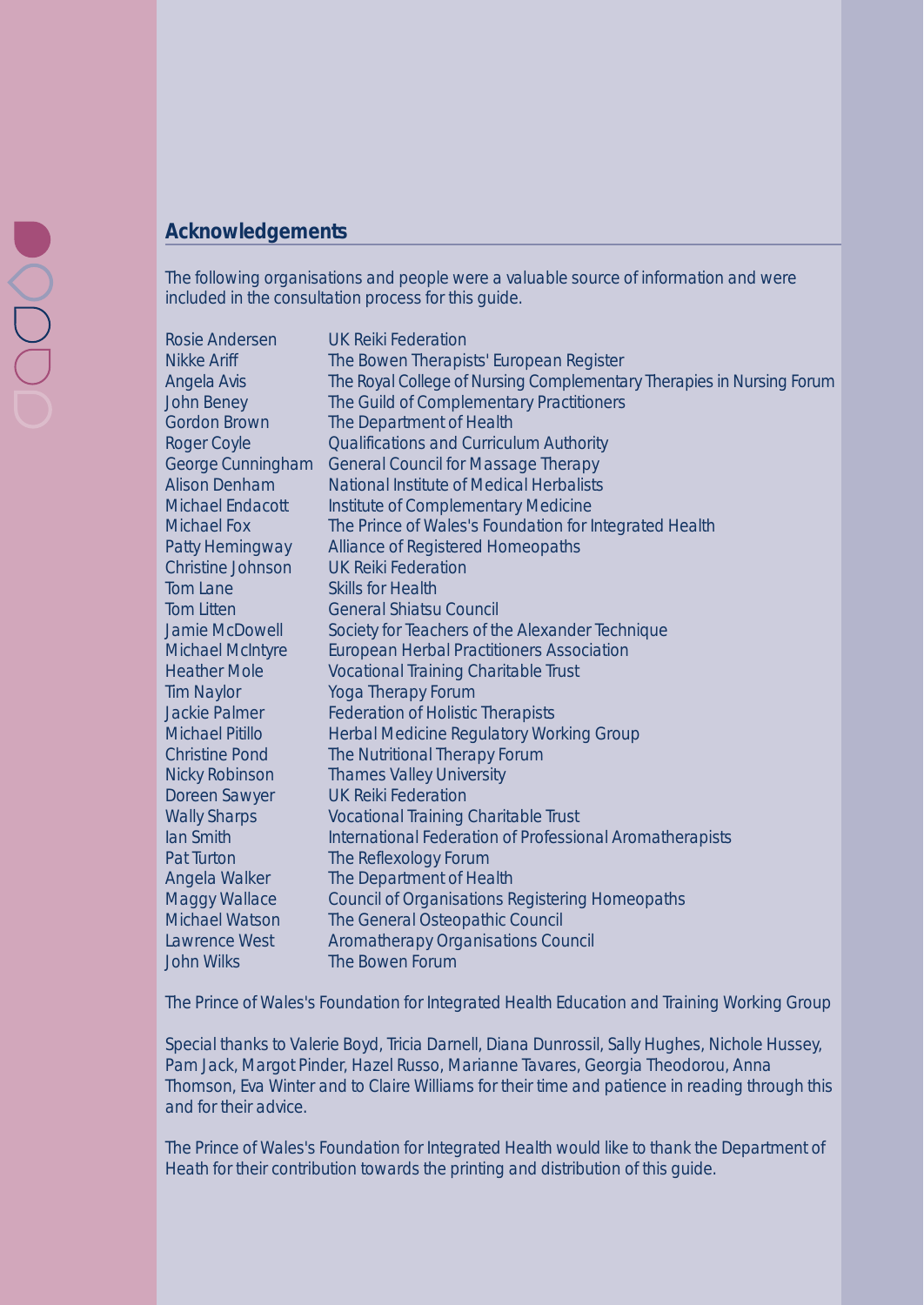## Acknowledgements

The following organisations and people were a valuable source of information and were included in the consultation process for this guide.

| | |
|---|---|
| Rosie Andersen | UK Reiki Federation |
| Nikke Ariff | The Bowen Therapists' European Register |
| Angela Avis | The Royal College of Nursing Complementary Therapies in Nursing Forum |
| John Beney | The Guild of Complementary Practitioners |
| Gordon Brown | The Department of Health |
| Roger Coyle | Qualifications and Curriculum Authority |
| George Cunningham | General Council for Massage Therapy |
| Alison Denham | National Institute of Medical Herbalists |
| Michael Endacott | Institute of Complementary Medicine |
| Michael Fox | The Prince of Wales's Foundation for Integrated Health |
| Patty Hemingway | Alliance of Registered Homeopaths |
| Christine Johnson | UK Reiki Federation |
| Tom Lane | Skills for Health |
| Tom Litten | General Shiatsu Council |
| Jamie McDowell | Society for Teachers of the Alexander Technique |
| Michael McIntyre | European Herbal Practitioners Association |
| Heather Mole | Vocational Training Charitable Trust |
| Tim Naylor | Yoga Therapy Forum |
| Jackie Palmer | Federation of Holistic Therapists |
| Michael Pitillo | Herbal Medicine Regulatory Working Group |
| Christine Pond | The Nutritional Therapy Forum |
| Nicky Robinson | Thames Valley University |
| Doreen Sawyer | UK Reiki Federation |
| Wally Sharps | Vocational Training Charitable Trust |
| Ian Smith | International Federation of Professional Aromatherapists |
| Pat Turton | The Reflexology Forum |
| Angela Walker | The Department of Health |
| Maggy Wallace | Council of Organisations Registering Homeopaths |
| Michael Watson | The General Osteopathic Council |
| Lawrence West | Aromatherapy Organisations Council |
| John Wilks | The Bowen Forum |

The Prince of Wales's Foundation for Integrated Health Education and Training Working Group

Special thanks to Valerie Boyd, Tricia Darnell, Diana Dunrossil, Sally Hughes, Nichole Hussey, Pam Jack, Margot Pinder, Hazel Russo, Marianne Tavares, Georgia Theodorou, Anna Thomson, Eva Winter and to Claire Williams for their time and patience in reading through this and for their advice.

The Prince of Wales's Foundation for Integrated Health would like to thank the Department of Heath for their contribution towards the printing and distribution of this guide.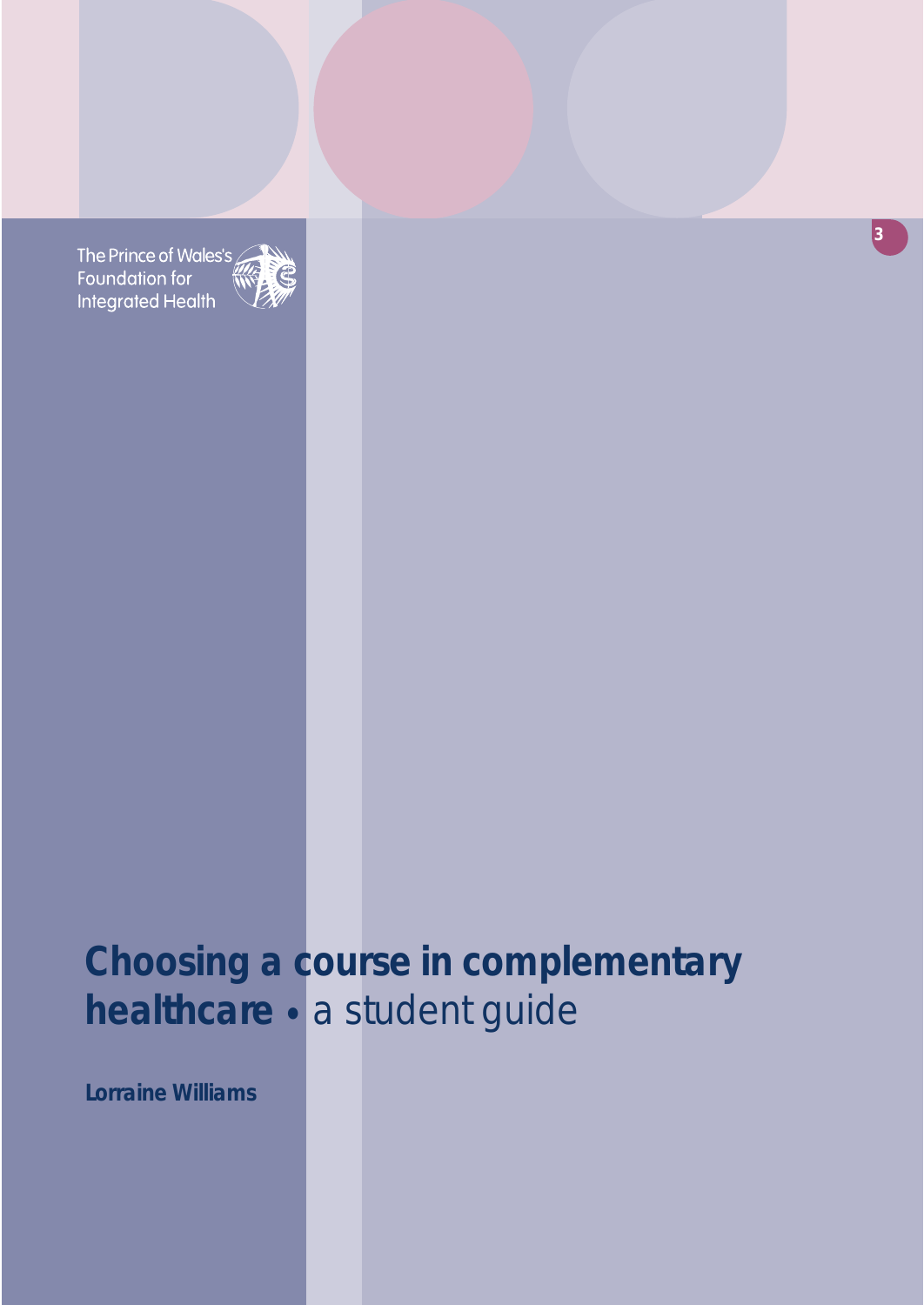The Prince of Wales's Foundation for Integrated Health

# Choosing a course in complementary healthcare • a student guide

**Lorraine Williams**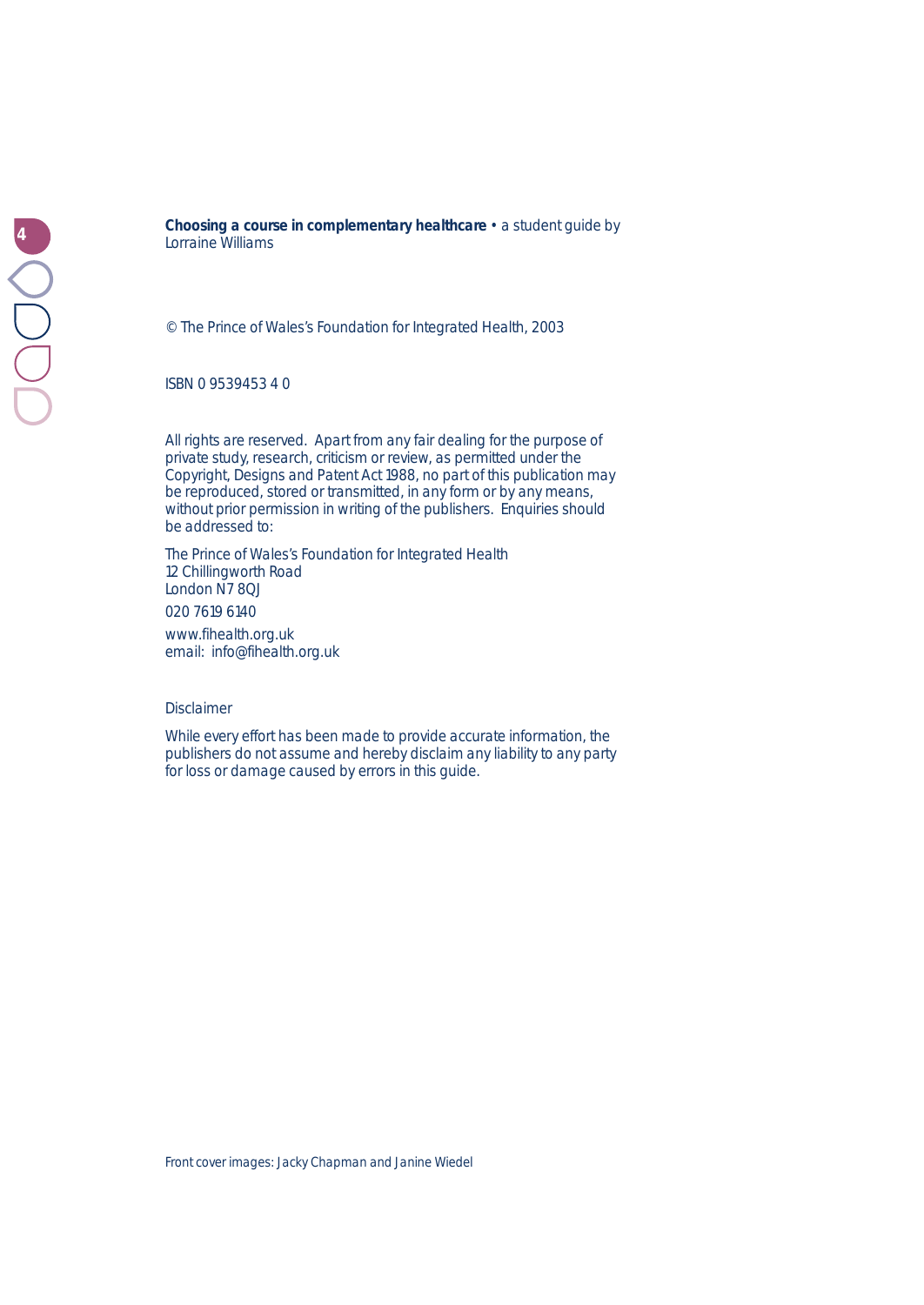**Choosing a course in complementary healthcare** • a student guide by Lorraine Williams

© The Prince of Wales's Foundation for Integrated Health, 2003

ISBN 0 9539453 4 0

All rights are reserved. Apart from any fair dealing for the purpose of private study, research, criticism or review, as permitted under the Copyright, Designs and Patent Act 1988, no part of this publication may be reproduced, stored or transmitted, in any form or by any means, without prior permission in writing of the publishers. Enquiries should be addressed to:

The Prince of Wales's Foundation for Integrated Health
12 Chillingworth Road
London N7 8QJ

020 7619 6140

www.fihealth.org.uk
email: info@fihealth.org.uk

Disclaimer

While every effort has been made to provide accurate information, the publishers do not assume and hereby disclaim any liability to any party for loss or damage caused by errors in this guide.

Front cover images: Jacky Chapman and Janine Wiedel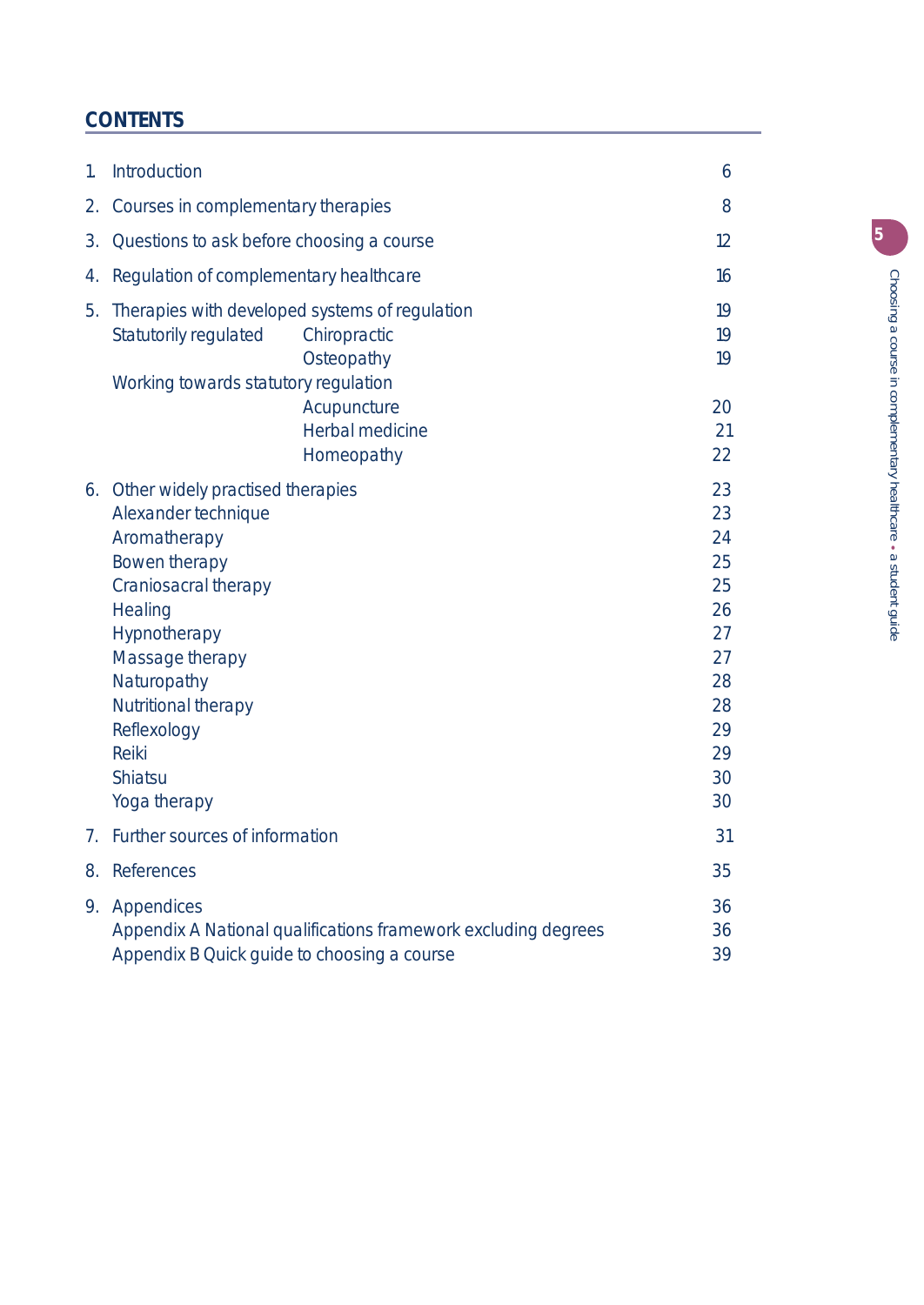## CONTENTS

| | | |
|---|---|---|
| 1. | Introduction | 6 |
| 2. | Courses in complementary therapies | 8 |
| 3. | Questions to ask before choosing a course | 12 |
| 4. | Regulation of complementary healthcare | 16 |
| 5. | Therapies with developed systems of regulation | 19 |
| | Statutorily regulated — Chiropractic | 19 |
| | Osteopathy | 19 |
| | Working towards statutory regulation | |
| | Acupuncture | 20 |
| | Herbal medicine | 21 |
| | Homeopathy | 22 |
| 6. | Other widely practised therapies | 23 |
| | Alexander technique | 23 |
| | Aromatherapy | 24 |
| | Bowen therapy | 25 |
| | Craniosacral therapy | 25 |
| | Healing | 26 |
| | Hypnotherapy | 27 |
| | Massage therapy | 27 |
| | Naturopathy | 28 |
| | Nutritional therapy | 28 |
| | Reflexology | 29 |
| | Reiki | 29 |
| | Shiatsu | 30 |
| | Yoga therapy | 30 |
| 7. | Further sources of information | 31 |
| 8. | References | 35 |
| 9. | Appendices | 36 |
| | Appendix A National qualifications framework excluding degrees | 36 |
| | Appendix B Quick guide to choosing a course | 39 |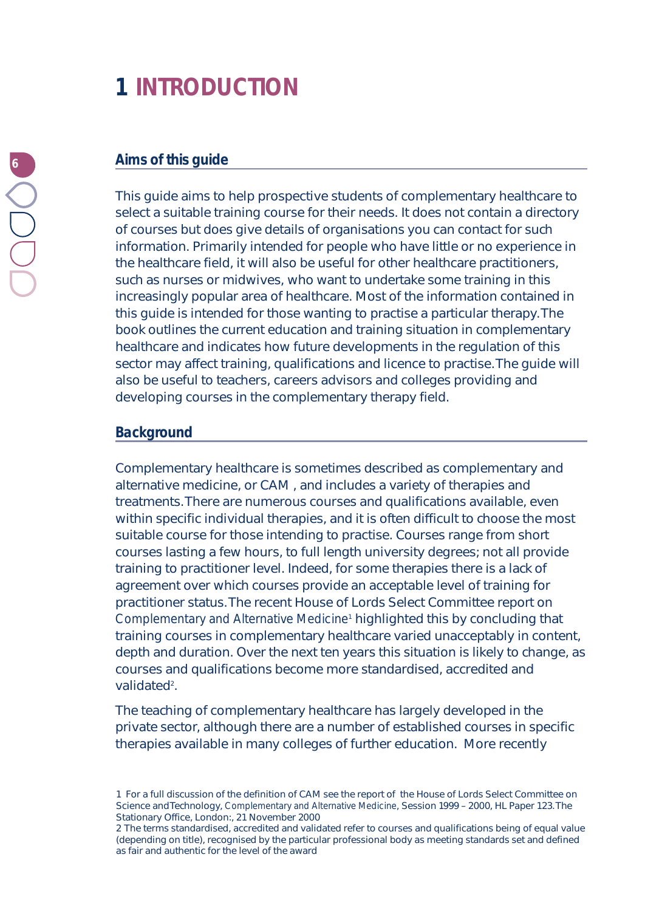# 1 INTRODUCTION

## Aims of this guide

This guide aims to help prospective students of complementary healthcare to select a suitable training course for their needs. It does not contain a directory of courses but does give details of organisations you can contact for such information. Primarily intended for people who have little or no experience in the healthcare field, it will also be useful for other healthcare practitioners, such as nurses or midwives, who want to undertake some training in this increasingly popular area of healthcare. Most of the information contained in this guide is intended for those wanting to practise a particular therapy. The book outlines the current education and training situation in complementary healthcare and indicates how future developments in the regulation of this sector may affect training, qualifications and licence to practise. The guide will also be useful to teachers, careers advisors and colleges providing and developing courses in the complementary therapy field.

## Background

Complementary healthcare is sometimes described as complementary and alternative medicine, or CAM , and includes a variety of therapies and treatments. There are numerous courses and qualifications available, even within specific individual therapies, and it is often difficult to choose the most suitable course for those intending to practise. Courses range from short courses lasting a few hours, to full length university degrees; not all provide training to practitioner level. Indeed, for some therapies there is a lack of agreement over which courses provide an acceptable level of training for practitioner status. The recent House of Lords Select Committee report on *Complementary and Alternative Medicine*[1] highlighted this by concluding that training courses in complementary healthcare varied unacceptably in content, depth and duration. Over the next ten years this situation is likely to change, as courses and qualifications become more standardised, accredited and validated[2].

The teaching of complementary healthcare has largely developed in the private sector, although there are a number of established courses in specific therapies available in many colleges of further education. More recently

1 For a full discussion of the definition of CAM see the report of the House of Lords Select Committee on Science and Technology, *Complementary and Alternative Medicine*, Session 1999 – 2000, HL Paper 123. The Stationary Office, London:, 21 November 2000

2 The terms standardised, accredited and validated refer to courses and qualifications being of equal value (depending on title), recognised by the particular professional body as meeting standards set and defined as fair and authentic for the level of the award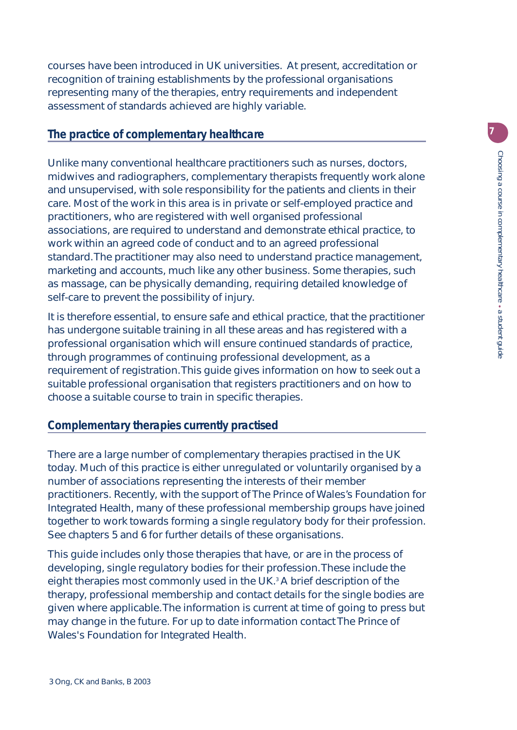courses have been introduced in UK universities.  At present, accreditation or recognition of training establishments by the professional organisations representing many of the therapies, entry requirements and independent assessment of standards achieved are highly variable.

## The practice of complementary healthcare

Unlike many conventional healthcare practitioners such as nurses, doctors, midwives and radiographers, complementary therapists frequently work alone and unsupervised, with sole responsibility for the patients and clients in their care. Most of the work in this area is in private or self-employed practice and practitioners, who are registered with well organised professional associations, are required to understand and demonstrate ethical practice, to work within an agreed code of conduct and to an agreed professional standard. The practitioner may also need to understand practice management, marketing and accounts, much like any other business. Some therapies, such as massage, can be physically demanding, requiring detailed knowledge of self-care to prevent the possibility of injury.

It is therefore essential, to ensure safe and ethical practice, that the practitioner has undergone suitable training in all these areas and has registered with a professional organisation which will ensure continued standards of practice, through programmes of continuing professional development, as a requirement of registration. This guide gives information on how to seek out a suitable professional organisation that registers practitioners and on how to choose a suitable course to train in specific therapies.

## Complementary therapies currently practised

There are a large number of complementary therapies practised in the UK today. Much of this practice is either unregulated or voluntarily organised by a number of associations representing the interests of their member practitioners. Recently, with the support of The Prince of Wales's Foundation for Integrated Health, many of these professional membership groups have joined together to work towards forming a single regulatory body for their profession. See chapters 5 and 6 for further details of these organisations.

This guide includes only those therapies that have, or are in the process of developing, single regulatory bodies for their profession. These include the eight therapies most commonly used in the UK.[3] A brief description of the therapy, professional membership and contact details for the single bodies are given where applicable. The information is current at time of going to press but may change in the future. For up to date information contact The Prince of Wales's Foundation for Integrated Health.

3 Ong, CK and Banks, B 2003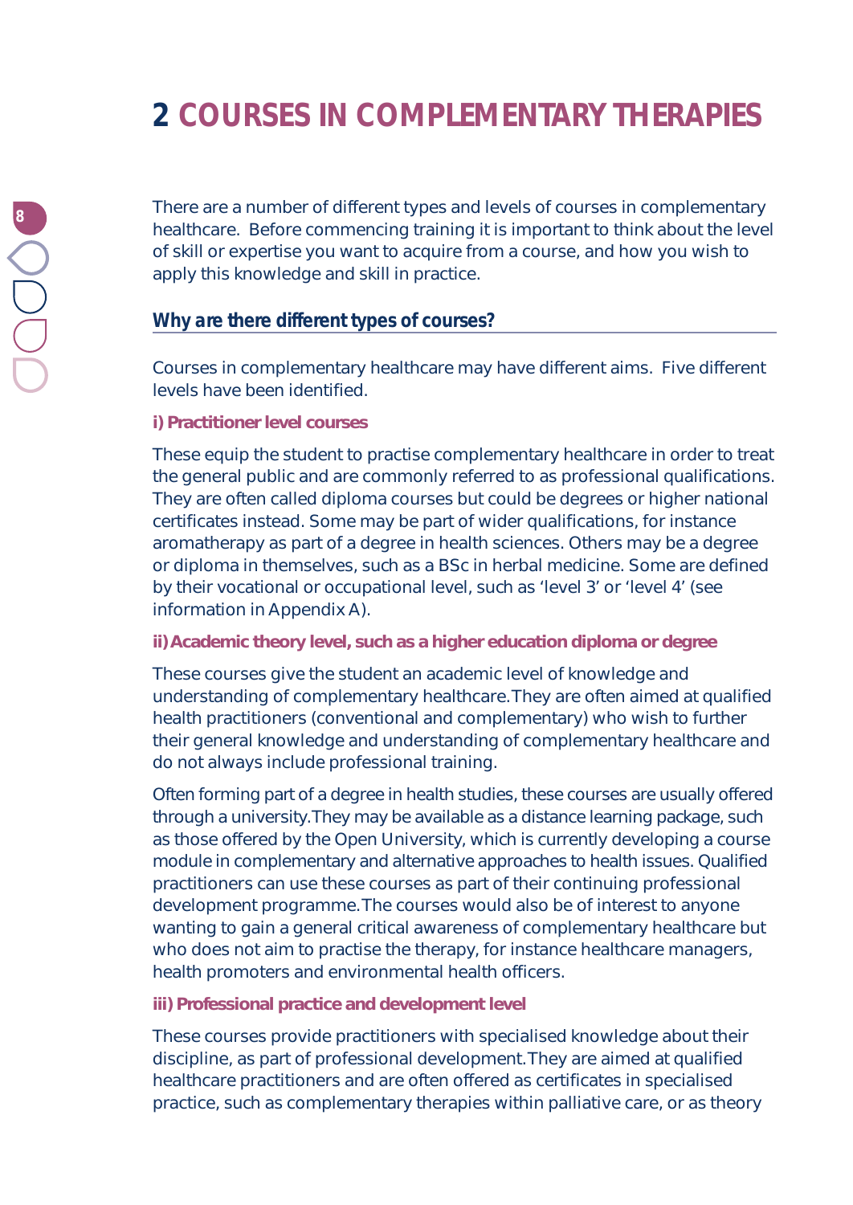# 2 COURSES IN COMPLEMENTARY THERAPIES

There are a number of different types and levels of courses in complementary healthcare. Before commencing training it is important to think about the level of skill or expertise you want to acquire from a course, and how you wish to apply this knowledge and skill in practice.

## Why are there different types of courses?

Courses in complementary healthcare may have different aims. Five different levels have been identified.

### i) Practitioner level courses

These equip the student to practise complementary healthcare in order to treat the general public and are commonly referred to as professional qualifications. They are often called diploma courses but could be degrees or higher national certificates instead. Some may be part of wider qualifications, for instance aromatherapy as part of a degree in health sciences. Others may be a degree or diploma in themselves, such as a BSc in herbal medicine. Some are defined by their vocational or occupational level, such as 'level 3' or 'level 4' (see information in Appendix A).

### ii) Academic theory level, such as a higher education diploma or degree

These courses give the student an academic level of knowledge and understanding of complementary healthcare. They are often aimed at qualified health practitioners (conventional and complementary) who wish to further their general knowledge and understanding of complementary healthcare and do not always include professional training.

Often forming part of a degree in health studies, these courses are usually offered through a university. They may be available as a distance learning package, such as those offered by the Open University, which is currently developing a course module in complementary and alternative approaches to health issues. Qualified practitioners can use these courses as part of their continuing professional development programme. The courses would also be of interest to anyone wanting to gain a general critical awareness of complementary healthcare but who does not aim to practise the therapy, for instance healthcare managers, health promoters and environmental health officers.

### iii) Professional practice and development level

These courses provide practitioners with specialised knowledge about their discipline, as part of professional development. They are aimed at qualified healthcare practitioners and are often offered as certificates in specialised practice, such as complementary therapies within palliative care, or as theory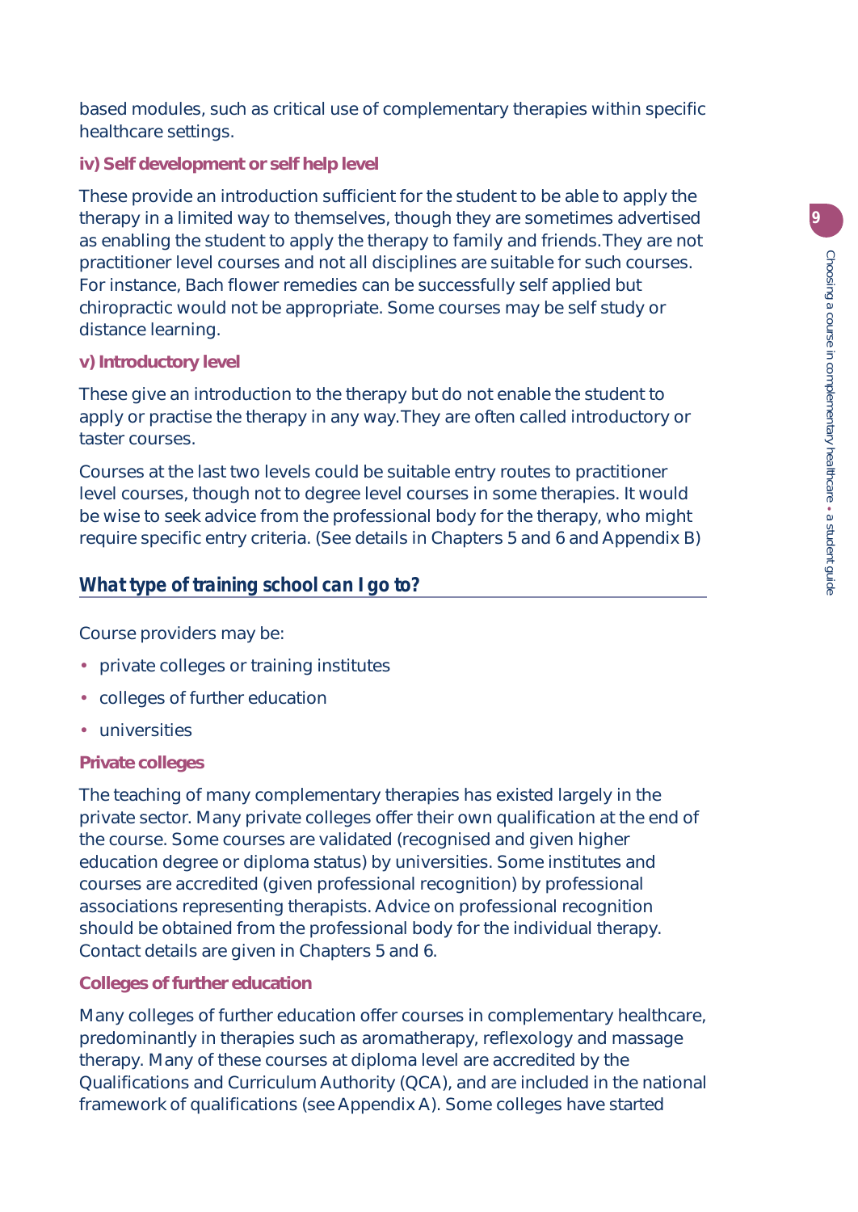based modules, such as critical use of complementary therapies within specific healthcare settings.

### iv) Self development or self help level

These provide an introduction sufficient for the student to be able to apply the therapy in a limited way to themselves, though they are sometimes advertised as enabling the student to apply the therapy to family and friends. They are not practitioner level courses and not all disciplines are suitable for such courses. For instance, Bach flower remedies can be successfully self applied but chiropractic would not be appropriate. Some courses may be self study or distance learning.

### v) Introductory level

These give an introduction to the therapy but do not enable the student to apply or practise the therapy in any way. They are often called introductory or taster courses.

Courses at the last two levels could be suitable entry routes to practitioner level courses, though not to degree level courses in some therapies. It would be wise to seek advice from the professional body for the therapy, who might require specific entry criteria. (See details in Chapters 5 and 6 and Appendix B)

## What type of training school can I go to?

Course providers may be:

- private colleges or training institutes
- colleges of further education
- universities

### Private colleges

The teaching of many complementary therapies has existed largely in the private sector. Many private colleges offer their own qualification at the end of the course. Some courses are validated (recognised and given higher education degree or diploma status) by universities. Some institutes and courses are accredited (given professional recognition) by professional associations representing therapists. Advice on professional recognition should be obtained from the professional body for the individual therapy. Contact details are given in Chapters 5 and 6.

### Colleges of further education

Many colleges of further education offer courses in complementary healthcare, predominantly in therapies such as aromatherapy, reflexology and massage therapy. Many of these courses at diploma level are accredited by the Qualifications and Curriculum Authority (QCA), and are included in the national framework of qualifications (see Appendix A). Some colleges have started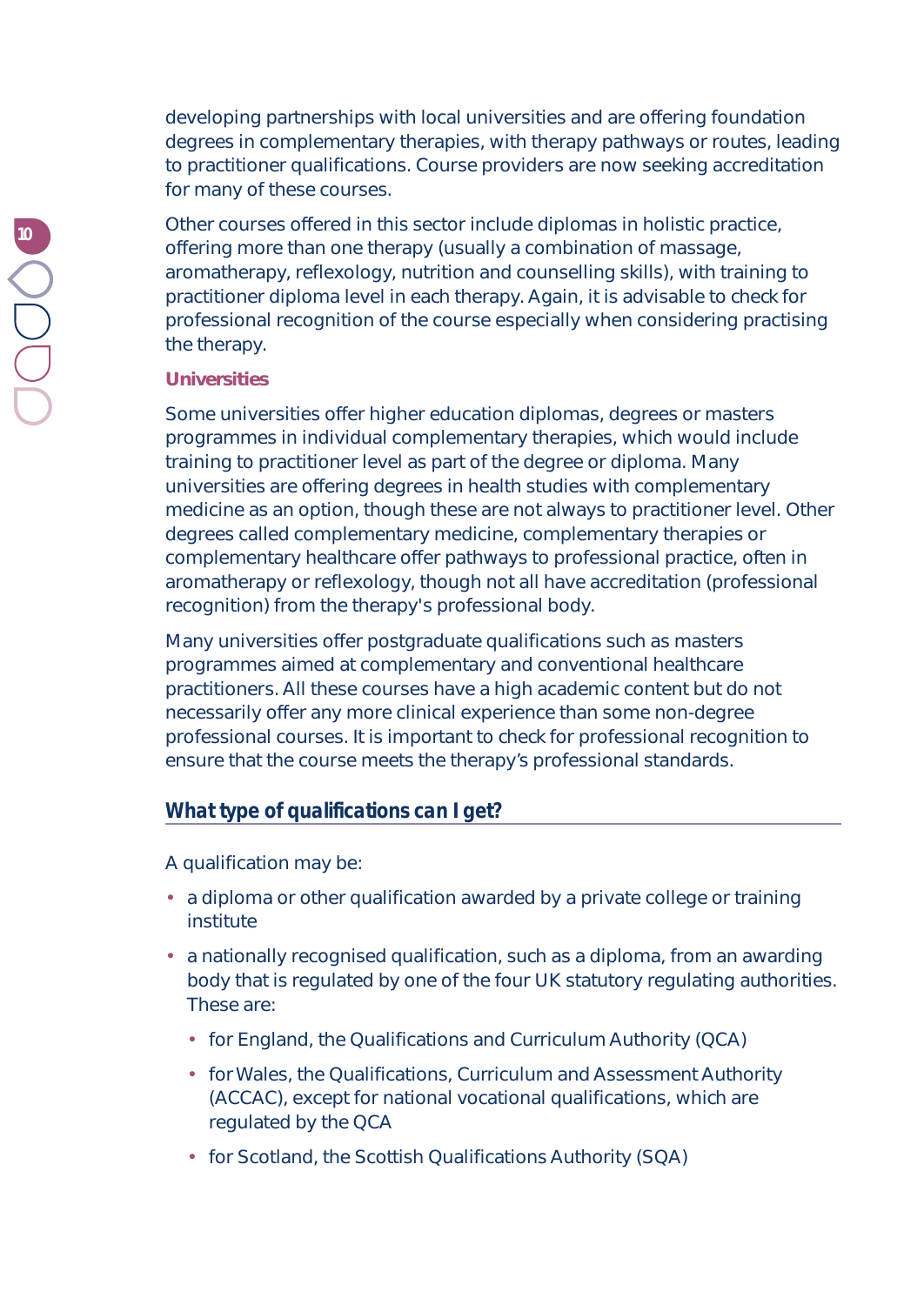developing partnerships with local universities and are offering foundation degrees in complementary therapies, with therapy pathways or routes, leading to practitioner qualifications. Course providers are now seeking accreditation for many of these courses.

Other courses offered in this sector include diplomas in holistic practice, offering more than one therapy (usually a combination of massage, aromatherapy, reflexology, nutrition and counselling skills), with training to practitioner diploma level in each therapy. Again, it is advisable to check for professional recognition of the course especially when considering practising the therapy.

### Universities

Some universities offer higher education diplomas, degrees or masters programmes in individual complementary therapies, which would include training to practitioner level as part of the degree or diploma. Many universities are offering degrees in health studies with complementary medicine as an option, though these are not always to practitioner level. Other degrees called complementary medicine, complementary therapies or complementary healthcare offer pathways to professional practice, often in aromatherapy or reflexology, though not all have accreditation (professional recognition) from the therapy's professional body.

Many universities offer postgraduate qualifications such as masters programmes aimed at complementary and conventional healthcare practitioners. All these courses have a high academic content but do not necessarily offer any more clinical experience than some non-degree professional courses. It is important to check for professional recognition to ensure that the course meets the therapy's professional standards.

## What type of qualifications can I get?

A qualification may be:

- a diploma or other qualification awarded by a private college or training institute
- a nationally recognised qualification, such as a diploma, from an awarding body that is regulated by one of the four UK statutory regulating authorities. These are:
  - for England, the Qualifications and Curriculum Authority (QCA)
  - for Wales, the Qualifications, Curriculum and Assessment Authority (ACCAC), except for national vocational qualifications, which are regulated by the QCA
  - for Scotland, the Scottish Qualifications Authority (SQA)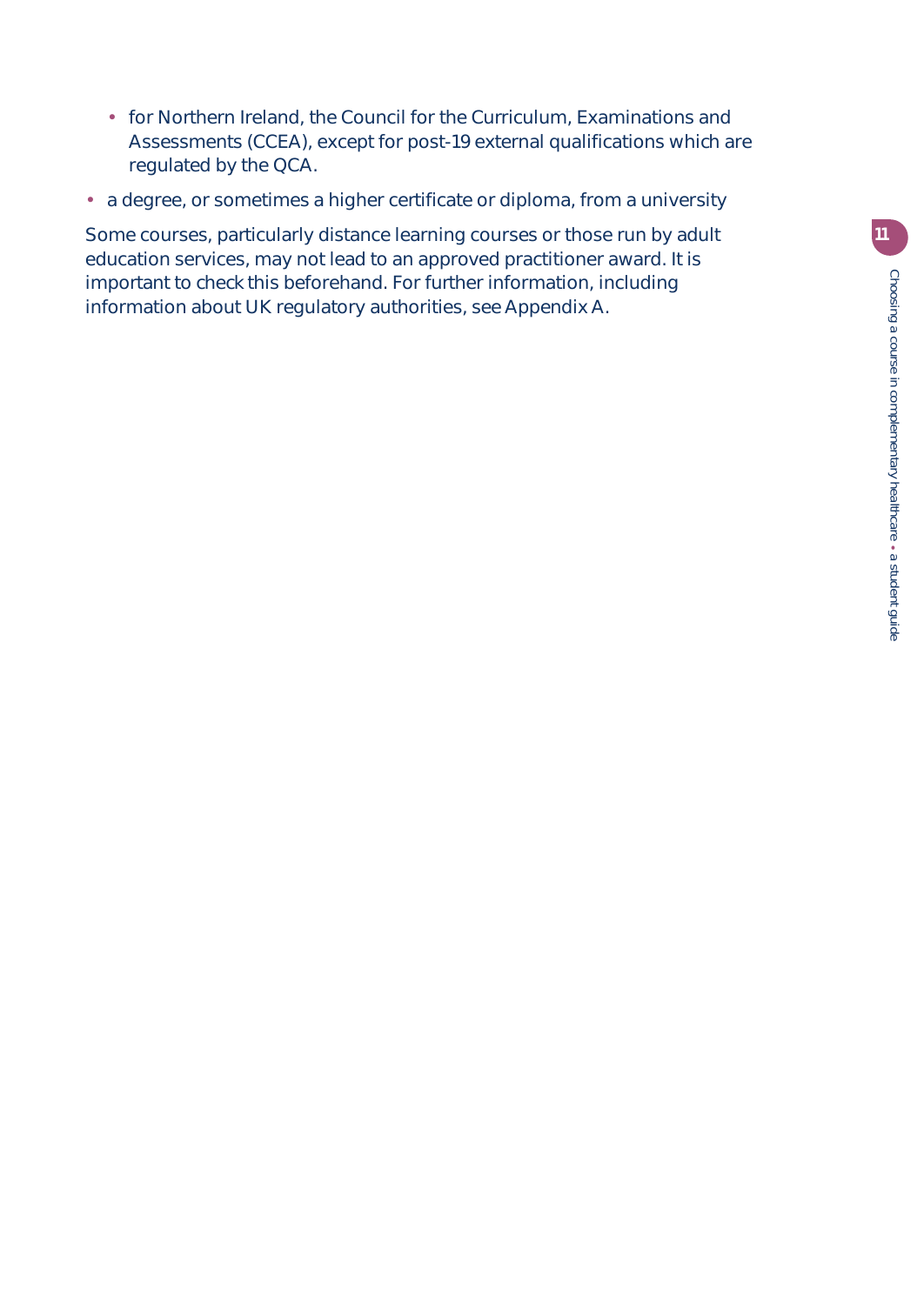- for Northern Ireland, the Council for the Curriculum, Examinations and Assessments (CCEA), except for post-19 external qualifications which are regulated by the QCA.
- a degree, or sometimes a higher certificate or diploma, from a university

Some courses, particularly distance learning courses or those run by adult education services, may not lead to an approved practitioner award. It is important to check this beforehand. For further information, including information about UK regulatory authorities, see Appendix A.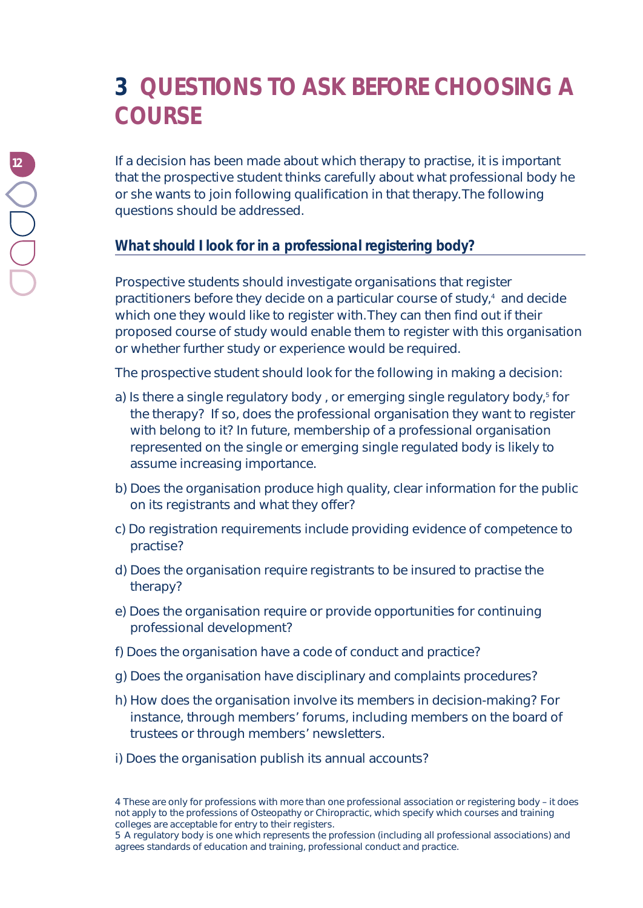# 3 QUESTIONS TO ASK BEFORE CHOOSING A COURSE

If a decision has been made about which therapy to practise, it is important that the prospective student thinks carefully about what professional body he or she wants to join following qualification in that therapy. The following questions should be addressed.

## What should I look for in a professional registering body?

Prospective students should investigate organisations that register practitioners before they decide on a particular course of study,[4] and decide which one they would like to register with. They can then find out if their proposed course of study would enable them to register with this organisation or whether further study or experience would be required.

The prospective student should look for the following in making a decision:

a) Is there a single regulatory body , or emerging single regulatory body,[5] for the therapy? If so, does the professional organisation they want to register with belong to it? In future, membership of a professional organisation represented on the single or emerging single regulated body is likely to assume increasing importance.

b) Does the organisation produce high quality, clear information for the public on its registrants and what they offer?

c) Do registration requirements include providing evidence of competence to practise?

d) Does the organisation require registrants to be insured to practise the therapy?

e) Does the organisation require or provide opportunities for continuing professional development?

f) Does the organisation have a code of conduct and practice?

g) Does the organisation have disciplinary and complaints procedures?

h) How does the organisation involve its members in decision-making? For instance, through members' forums, including members on the board of trustees or through members' newsletters.

i) Does the organisation publish its annual accounts?

4 These are only for professions with more than one professional association or registering body – it does not apply to the professions of Osteopathy or Chiropractic, which specify which courses and training colleges are acceptable for entry to their registers.

5 A regulatory body is one which represents the profession (including all professional associations) and agrees standards of education and training, professional conduct and practice.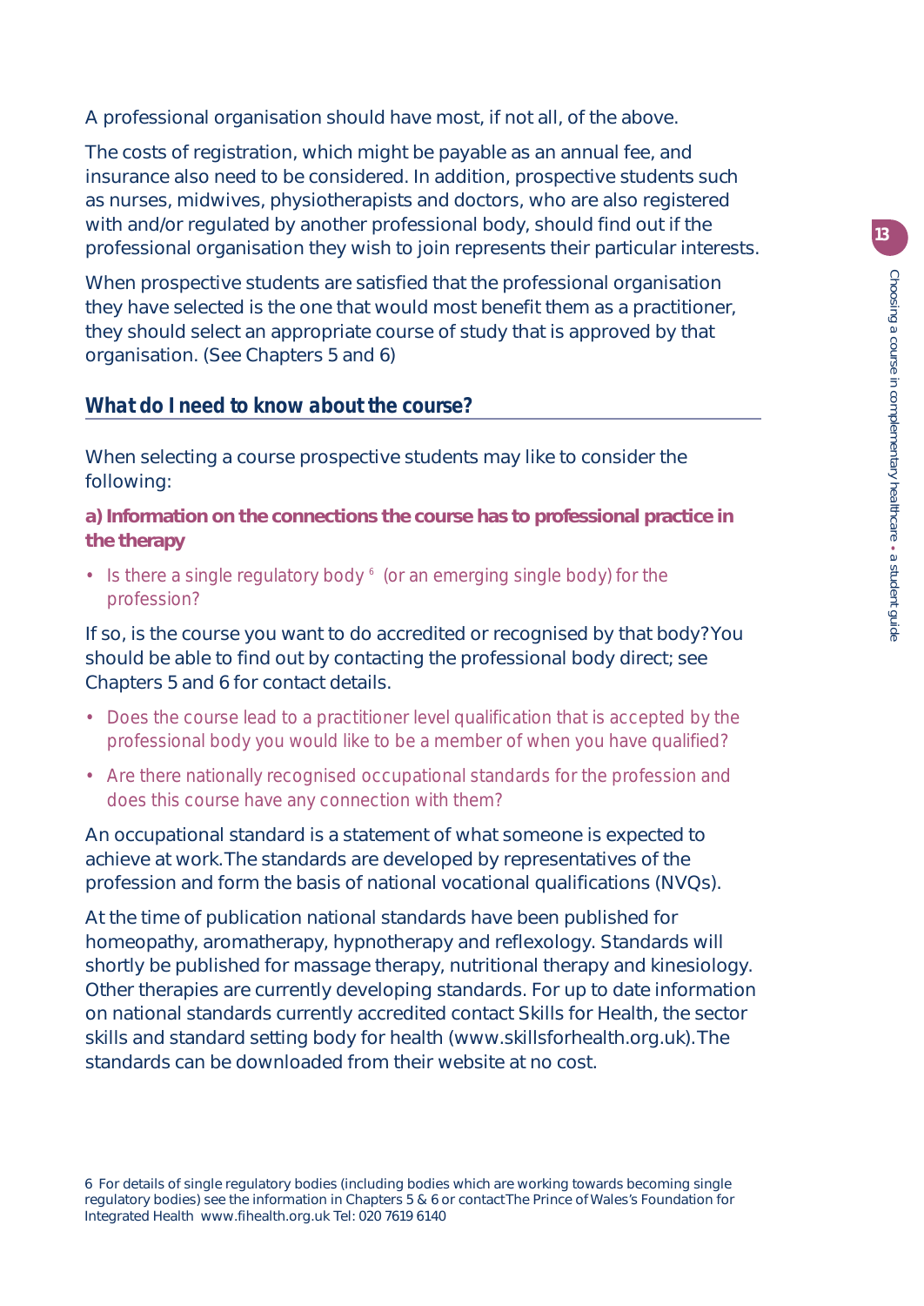A professional organisation should have most, if not all, of the above.

The costs of registration, which might be payable as an annual fee, and insurance also need to be considered. In addition, prospective students such as nurses, midwives, physiotherapists and doctors, who are also registered with and/or regulated by another professional body, should find out if the professional organisation they wish to join represents their particular interests.

When prospective students are satisfied that the professional organisation they have selected is the one that would most benefit them as a practitioner, they should select an appropriate course of study that is approved by that organisation. (See Chapters 5 and 6)

## *What do I need to know about the course?*

When selecting a course prospective students may like to consider the following:

**a) Information on the connections the course has to professional practice in the therapy**

- Is there a single regulatory body [6] (or an emerging single body) for the profession?

If so, is the course you want to do accredited or recognised by that body? You should be able to find out by contacting the professional body direct; see Chapters 5 and 6 for contact details.

- Does the course lead to a practitioner level qualification that is accepted by the professional body you would like to be a member of when you have qualified?
- Are there nationally recognised occupational standards for the profession and does this course have any connection with them?

An occupational standard is a statement of what someone is expected to achieve at work. The standards are developed by representatives of the profession and form the basis of national vocational qualifications (NVQs).

At the time of publication national standards have been published for homeopathy, aromatherapy, hypnotherapy and reflexology. Standards will shortly be published for massage therapy, nutritional therapy and kinesiology. Other therapies are currently developing standards. For up to date information on national standards currently accredited contact Skills for Health, the sector skills and standard setting body for health (www.skillsforhealth.org.uk). The standards can be downloaded from their website at no cost.

6 For details of single regulatory bodies (including bodies which are working towards becoming single regulatory bodies) see the information in Chapters 5 & 6 or contact The Prince of Wales's Foundation for Integrated Health www.fihealth.org.uk Tel: 020 7619 6140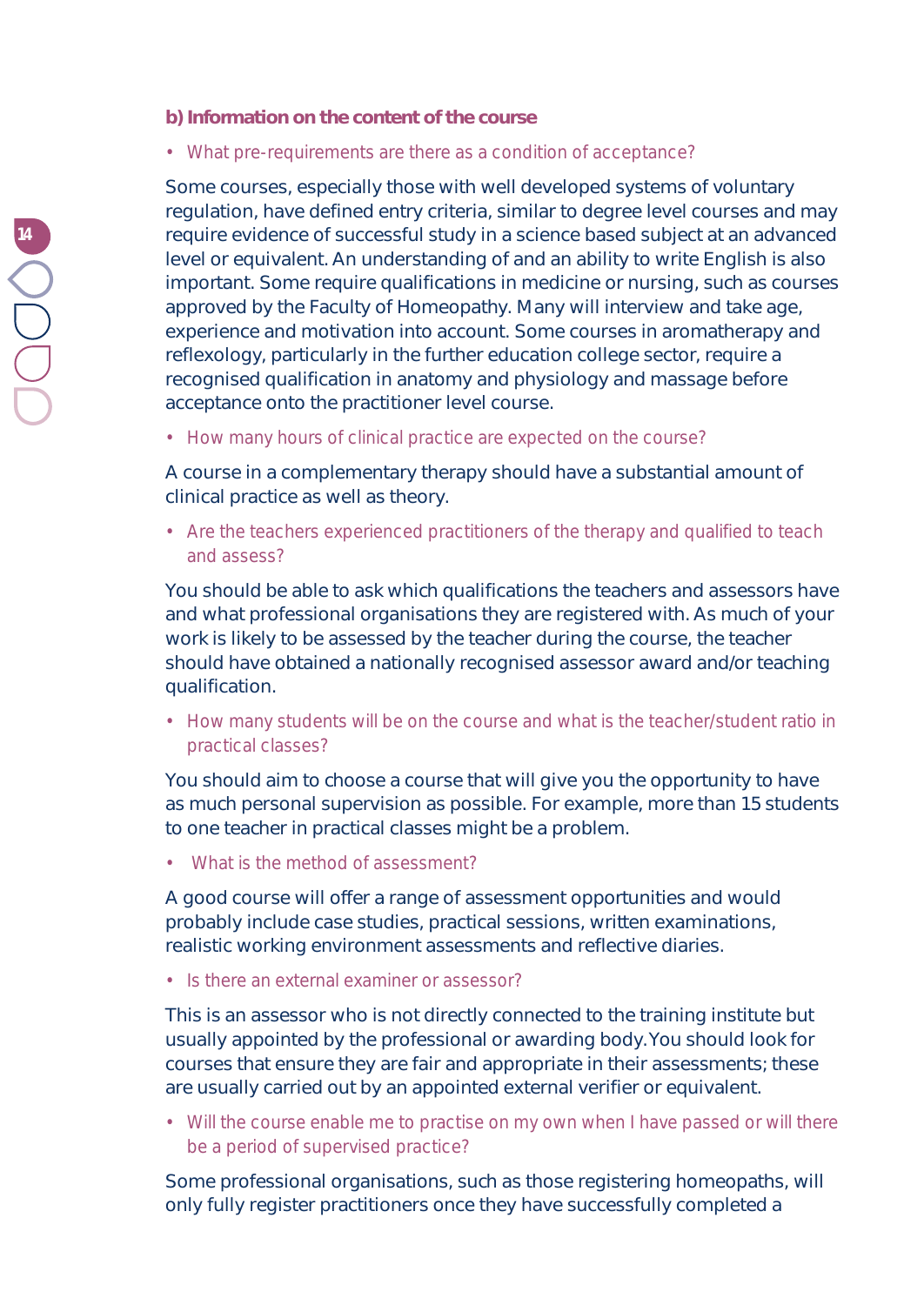### b) Information on the content of the course

- What pre-requirements are there as a condition of acceptance?

Some courses, especially those with well developed systems of voluntary regulation, have defined entry criteria, similar to degree level courses and may require evidence of successful study in a science based subject at an advanced level or equivalent. An understanding of and an ability to write English is also important. Some require qualifications in medicine or nursing, such as courses approved by the Faculty of Homeopathy. Many will interview and take age, experience and motivation into account. Some courses in aromatherapy and reflexology, particularly in the further education college sector, require a recognised qualification in anatomy and physiology and massage before acceptance onto the practitioner level course.

- How many hours of clinical practice are expected on the course?

A course in a complementary therapy should have a substantial amount of clinical practice as well as theory.

- Are the teachers experienced practitioners of the therapy and qualified to teach and assess?

You should be able to ask which qualifications the teachers and assessors have and what professional organisations they are registered with. As much of your work is likely to be assessed by the teacher during the course, the teacher should have obtained a nationally recognised assessor award and/or teaching qualification.

- How many students will be on the course and what is the teacher/student ratio in practical classes?

You should aim to choose a course that will give you the opportunity to have as much personal supervision as possible. For example, more than 15 students to one teacher in practical classes might be a problem.

- What is the method of assessment?

A good course will offer a range of assessment opportunities and would probably include case studies, practical sessions, written examinations, realistic working environment assessments and reflective diaries.

- Is there an external examiner or assessor?

This is an assessor who is not directly connected to the training institute but usually appointed by the professional or awarding body. You should look for courses that ensure they are fair and appropriate in their assessments; these are usually carried out by an appointed external verifier or equivalent.

- Will the course enable me to practise on my own when I have passed or will there be a period of supervised practice?

Some professional organisations, such as those registering homeopaths, will only fully register practitioners once they have successfully completed a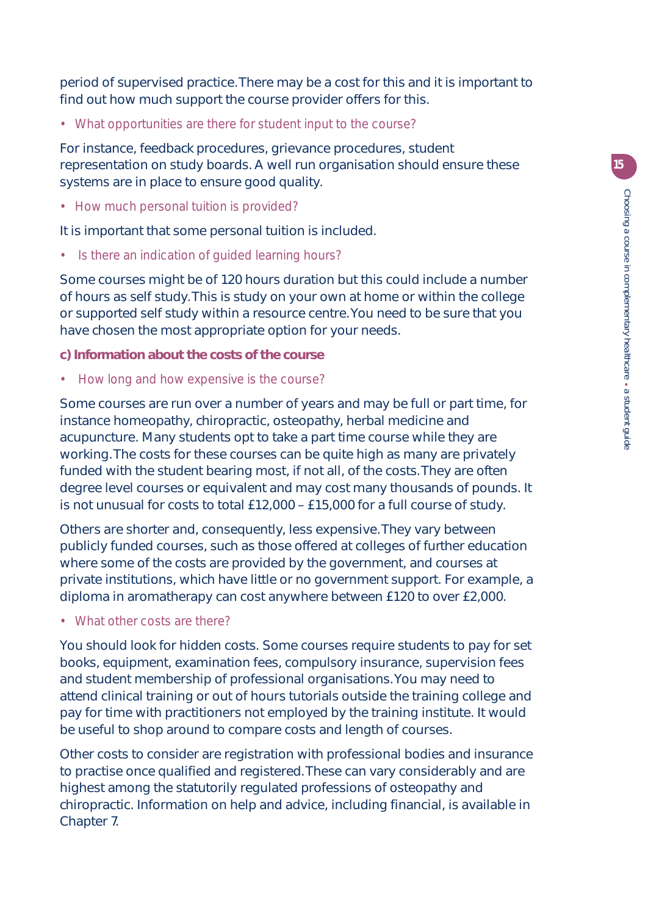period of supervised practice. There may be a cost for this and it is important to find out how much support the course provider offers for this.

- What opportunities are there for student input to the course?

For instance, feedback procedures, grievance procedures, student representation on study boards. A well run organisation should ensure these systems are in place to ensure good quality.

- How much personal tuition is provided?

It is important that some personal tuition is included.

- Is there an indication of guided learning hours?

Some courses might be of 120 hours duration but this could include a number of hours as self study. This is study on your own at home or within the college or supported self study within a resource centre. You need to be sure that you have chosen the most appropriate option for your needs.

**c) Information about the costs of the course**

- How long and how expensive is the course?

Some courses are run over a number of years and may be full or part time, for instance homeopathy, chiropractic, osteopathy, herbal medicine and acupuncture. Many students opt to take a part time course while they are working. The costs for these courses can be quite high as many are privately funded with the student bearing most, if not all, of the costs. They are often degree level courses or equivalent and may cost many thousands of pounds. It is not unusual for costs to total £12,000 – £15,000 for a full course of study.

Others are shorter and, consequently, less expensive. They vary between publicly funded courses, such as those offered at colleges of further education where some of the costs are provided by the government, and courses at private institutions, which have little or no government support. For example, a diploma in aromatherapy can cost anywhere between £120 to over £2,000.

- What other costs are there?

You should look for hidden costs. Some courses require students to pay for set books, equipment, examination fees, compulsory insurance, supervision fees and student membership of professional organisations. You may need to attend clinical training or out of hours tutorials outside the training college and pay for time with practitioners not employed by the training institute. It would be useful to shop around to compare costs and length of courses.

Other costs to consider are registration with professional bodies and insurance to practise once qualified and registered. These can vary considerably and are highest among the statutorily regulated professions of osteopathy and chiropractic. Information on help and advice, including financial, is available in Chapter 7.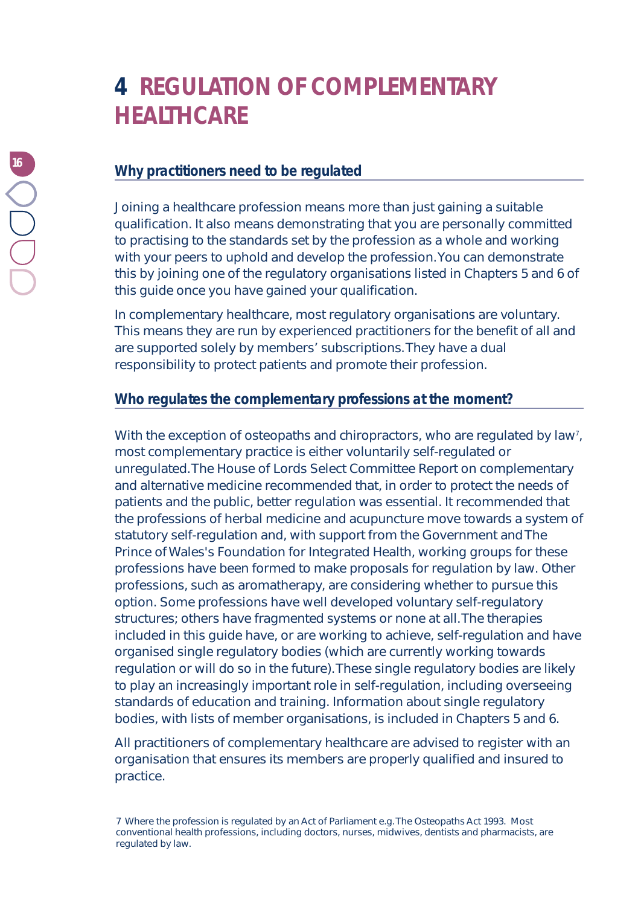# 4 REGULATION OF COMPLEMENTARY HEALTHCARE

## Why practitioners need to be regulated

Joining a healthcare profession means more than just gaining a suitable qualification. It also means demonstrating that you are personally committed to practising to the standards set by the profession as a whole and working with your peers to uphold and develop the profession. You can demonstrate this by joining one of the regulatory organisations listed in Chapters 5 and 6 of this guide once you have gained your qualification.

In complementary healthcare, most regulatory organisations are voluntary. This means they are run by experienced practitioners for the benefit of all and are supported solely by members' subscriptions. They have a dual responsibility to protect patients and promote their profession.

## Who regulates the complementary professions at the moment?

With the exception of osteopaths and chiropractors, who are regulated by law[7], most complementary practice is either voluntarily self-regulated or unregulated. The House of Lords Select Committee Report on complementary and alternative medicine recommended that, in order to protect the needs of patients and the public, better regulation was essential. It recommended that the professions of herbal medicine and acupuncture move towards a system of statutory self-regulation and, with support from the Government and The Prince of Wales's Foundation for Integrated Health, working groups for these professions have been formed to make proposals for regulation by law. Other professions, such as aromatherapy, are considering whether to pursue this option. Some professions have well developed voluntary self-regulatory structures; others have fragmented systems or none at all. The therapies included in this guide have, or are working to achieve, self-regulation and have organised single regulatory bodies (which are currently working towards regulation or will do so in the future). These single regulatory bodies are likely to play an increasingly important role in self-regulation, including overseeing standards of education and training. Information about single regulatory bodies, with lists of member organisations, is included in Chapters 5 and 6.

All practitioners of complementary healthcare are advised to register with an organisation that ensures its members are properly qualified and insured to practice.

7 Where the profession is regulated by an Act of Parliament e.g. The Osteopaths Act 1993. Most conventional health professions, including doctors, nurses, midwives, dentists and pharmacists, are regulated by law.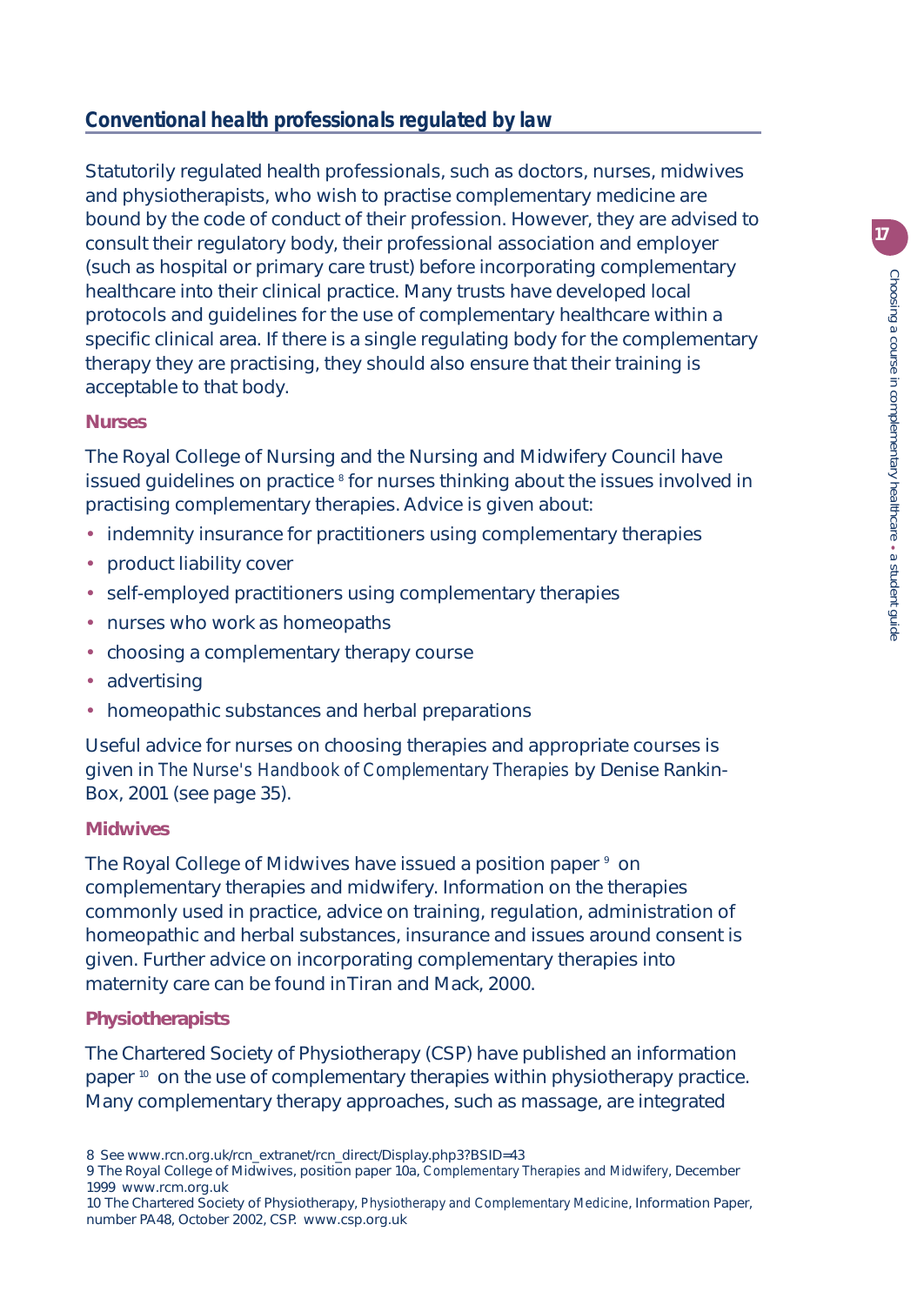## Conventional health professionals regulated by law

Statutorily regulated health professionals, such as doctors, nurses, midwives and physiotherapists, who wish to practise complementary medicine are bound by the code of conduct of their profession. However, they are advised to consult their regulatory body, their professional association and employer (such as hospital or primary care trust) before incorporating complementary healthcare into their clinical practice. Many trusts have developed local protocols and guidelines for the use of complementary healthcare within a specific clinical area. If there is a single regulating body for the complementary therapy they are practising, they should also ensure that their training is acceptable to that body.

### Nurses

The Royal College of Nursing and the Nursing and Midwifery Council have issued guidelines on practice [8] for nurses thinking about the issues involved in practising complementary therapies. Advice is given about:

- indemnity insurance for practitioners using complementary therapies
- product liability cover
- self-employed practitioners using complementary therapies
- nurses who work as homeopaths
- choosing a complementary therapy course
- advertising
- homeopathic substances and herbal preparations

Useful advice for nurses on choosing therapies and appropriate courses is given in *The Nurse's Handbook of Complementary Therapies* by Denise Rankin-Box, 2001 (see page 35).

### Midwives

The Royal College of Midwives have issued a position paper [9] on complementary therapies and midwifery. Information on the therapies commonly used in practice, advice on training, regulation, administration of homeopathic and herbal substances, insurance and issues around consent is given. Further advice on incorporating complementary therapies into maternity care can be found in Tiran and Mack, 2000.

### Physiotherapists

The Chartered Society of Physiotherapy (CSP) have published an information paper [10] on the use of complementary therapies within physiotherapy practice. Many complementary therapy approaches, such as massage, are integrated

---

8 See www.rcn.org.uk/rcn_extranet/rcn_direct/Display.php3?BSID=43

9 The Royal College of Midwives, position paper 10a, *Complementary Therapies and Midwifery*, December 1999 www.rcm.org.uk

10 The Chartered Society of Physiotherapy, *Physiotherapy and Complementary Medicine*, Information Paper, number PA48, October 2002, CSP. www.csp.org.uk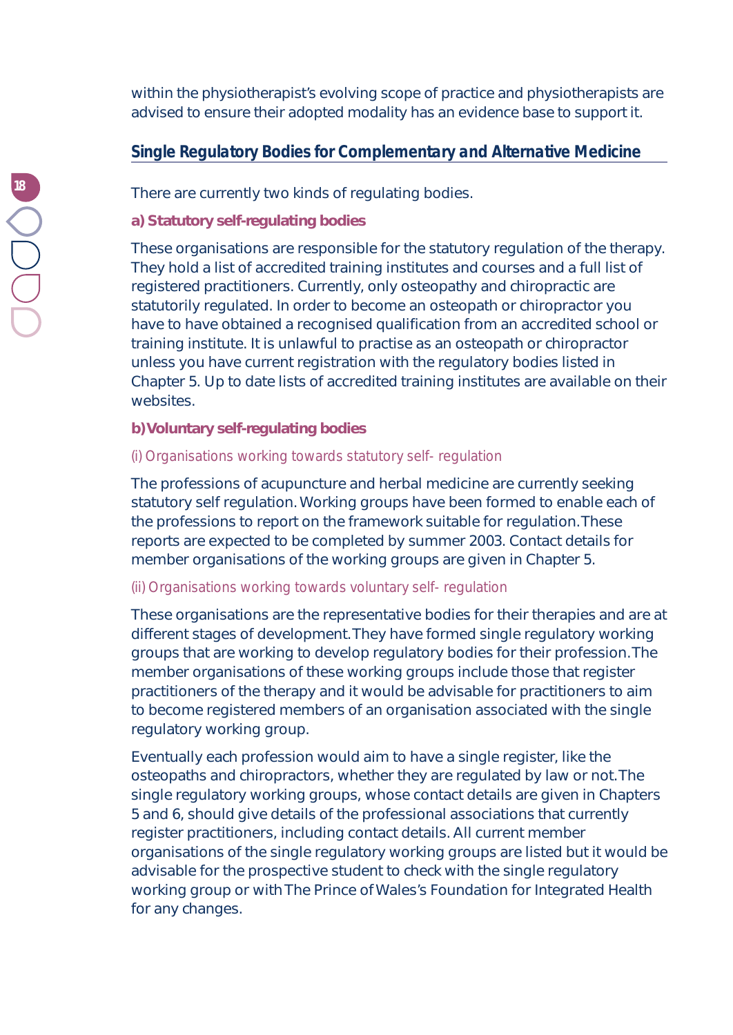within the physiotherapist's evolving scope of practice and physiotherapists are advised to ensure their adopted modality has an evidence base to support it.

## Single Regulatory Bodies for Complementary and Alternative Medicine

There are currently two kinds of regulating bodies.

### a) Statutory self-regulating bodies

These organisations are responsible for the statutory regulation of the therapy. They hold a list of accredited training institutes and courses and a full list of registered practitioners. Currently, only osteopathy and chiropractic are statutorily regulated. In order to become an osteopath or chiropractor you have to have obtained a recognised qualification from an accredited school or training institute. It is unlawful to practise as an osteopath or chiropractor unless you have current registration with the regulatory bodies listed in Chapter 5. Up to date lists of accredited training institutes are available on their websites.

### b) Voluntary self-regulating bodies

#### (i) Organisations working towards statutory self- regulation

The professions of acupuncture and herbal medicine are currently seeking statutory self regulation. Working groups have been formed to enable each of the professions to report on the framework suitable for regulation. These reports are expected to be completed by summer 2003. Contact details for member organisations of the working groups are given in Chapter 5.

#### (ii) Organisations working towards voluntary self- regulation

These organisations are the representative bodies for their therapies and are at different stages of development. They have formed single regulatory working groups that are working to develop regulatory bodies for their profession. The member organisations of these working groups include those that register practitioners of the therapy and it would be advisable for practitioners to aim to become registered members of an organisation associated with the single regulatory working group.

Eventually each profession would aim to have a single register, like the osteopaths and chiropractors, whether they are regulated by law or not. The single regulatory working groups, whose contact details are given in Chapters 5 and 6, should give details of the professional associations that currently register practitioners, including contact details. All current member organisations of the single regulatory working groups are listed but it would be advisable for the prospective student to check with the single regulatory working group or with The Prince of Wales's Foundation for Integrated Health for any changes.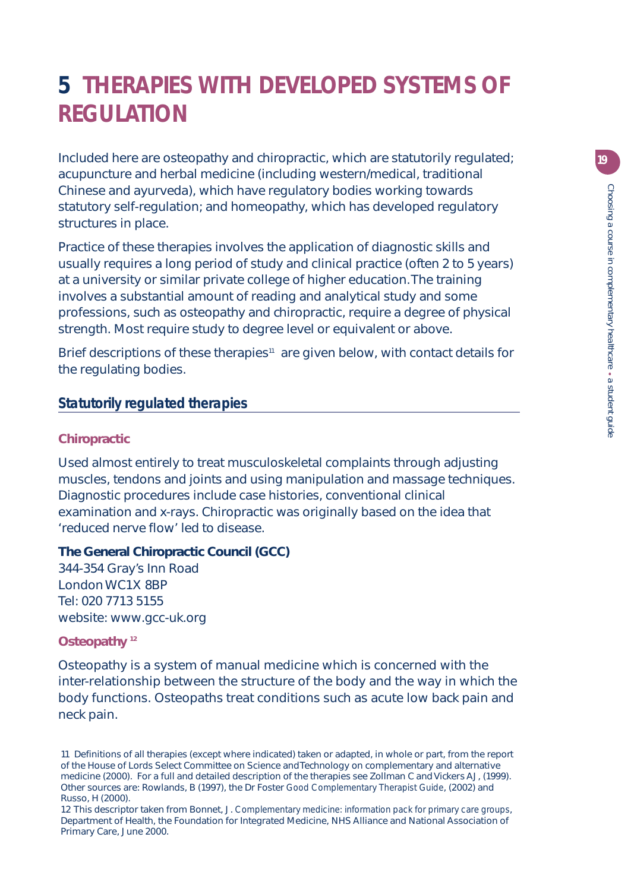# 5 THERAPIES WITH DEVELOPED SYSTEMS OF REGULATION

Included here are osteopathy and chiropractic, which are statutorily regulated; acupuncture and herbal medicine (including western/medical, traditional Chinese and ayurveda), which have regulatory bodies working towards statutory self-regulation; and homeopathy, which has developed regulatory structures in place.

Practice of these therapies involves the application of diagnostic skills and usually requires a long period of study and clinical practice (often 2 to 5 years) at a university or similar private college of higher education. The training involves a substantial amount of reading and analytical study and some professions, such as osteopathy and chiropractic, require a degree of physical strength. Most require study to degree level or equivalent or above.

Brief descriptions of these therapies[11] are given below, with contact details for the regulating bodies.

## Statutorily regulated therapies

### Chiropractic

Used almost entirely to treat musculoskeletal complaints through adjusting muscles, tendons and joints and using manipulation and massage techniques. Diagnostic procedures include case histories, conventional clinical examination and x-rays. Chiropractic was originally based on the idea that 'reduced nerve flow' led to disease.

**The General Chiropractic Council (GCC)**
344-354 Gray's Inn Road
London WC1X 8BP
Tel: 020 7713 5155
website: www.gcc-uk.org

### Osteopathy[12]

Osteopathy is a system of manual medicine which is concerned with the inter-relationship between the structure of the body and the way in which the body functions. Osteopaths treat conditions such as acute low back pain and neck pain.

---

11 Definitions of all therapies (except where indicated) taken or adapted, in whole or part, from the report of the House of Lords Select Committee on Science and Technology on complementary and alternative medicine (2000). For a full and detailed description of the therapies see Zollman C and Vickers AJ, (1999). Other sources are: Rowlands, B (1997), the Dr Foster *Good Complementary Therapist Guide*, (2002) and Russo, H (2000).

12 This descriptor taken from Bonnet, J. *Complementary medicine: information pack for primary care groups*, Department of Health, the Foundation for Integrated Medicine, NHS Alliance and National Association of Primary Care, June 2000.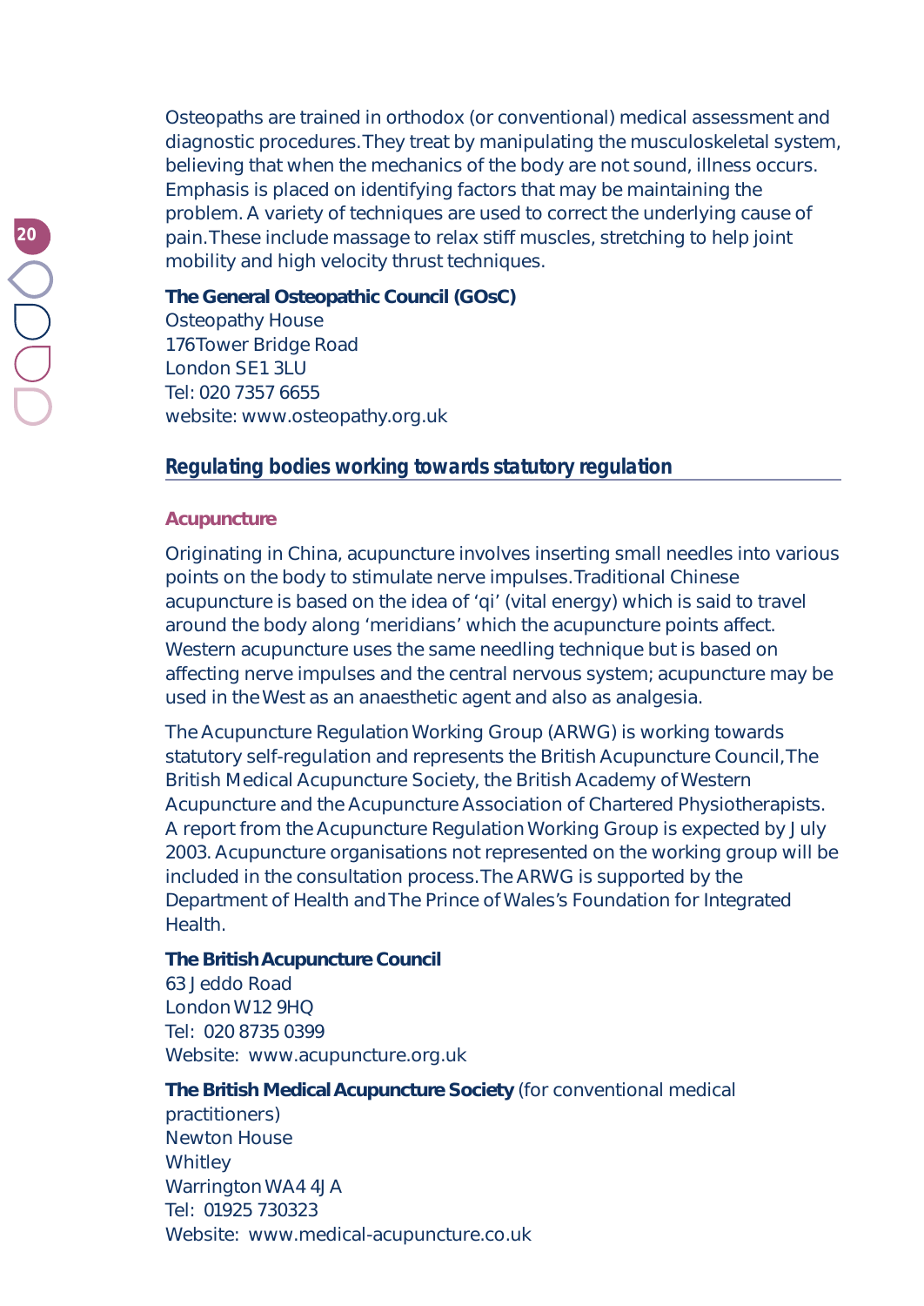Osteopaths are trained in orthodox (or conventional) medical assessment and diagnostic procedures. They treat by manipulating the musculoskeletal system, believing that when the mechanics of the body are not sound, illness occurs. Emphasis is placed on identifying factors that may be maintaining the problem. A variety of techniques are used to correct the underlying cause of pain. These include massage to relax stiff muscles, stretching to help joint mobility and high velocity thrust techniques.

**The General Osteopathic Council (GOsC)**
Osteopathy House
176 Tower Bridge Road
London SE1 3LU
Tel: 020 7357 6655
website: www.osteopathy.org.uk

## Regulating bodies working towards statutory regulation

### Acupuncture

Originating in China, acupuncture involves inserting small needles into various points on the body to stimulate nerve impulses. Traditional Chinese acupuncture is based on the idea of 'qi' (vital energy) which is said to travel around the body along 'meridians' which the acupuncture points affect. Western acupuncture uses the same needling technique but is based on affecting nerve impulses and the central nervous system; acupuncture may be used in the West as an anaesthetic agent and also as analgesia.

The Acupuncture Regulation Working Group (ARWG) is working towards statutory self-regulation and represents the British Acupuncture Council, The British Medical Acupuncture Society, the British Academy of Western Acupuncture and the Acupuncture Association of Chartered Physiotherapists. A report from the Acupuncture Regulation Working Group is expected by July 2003. Acupuncture organisations not represented on the working group will be included in the consultation process. The ARWG is supported by the Department of Health and The Prince of Wales's Foundation for Integrated Health.

**The British Acupuncture Council**
63 Jeddo Road
London W12 9HQ
Tel: 020 8735 0399
Website: www.acupuncture.org.uk

**The British Medical Acupuncture Society** (for conventional medical practitioners)
Newton House
Whitley
Warrington WA4 4JA
Tel: 01925 730323
Website: www.medical-acupuncture.co.uk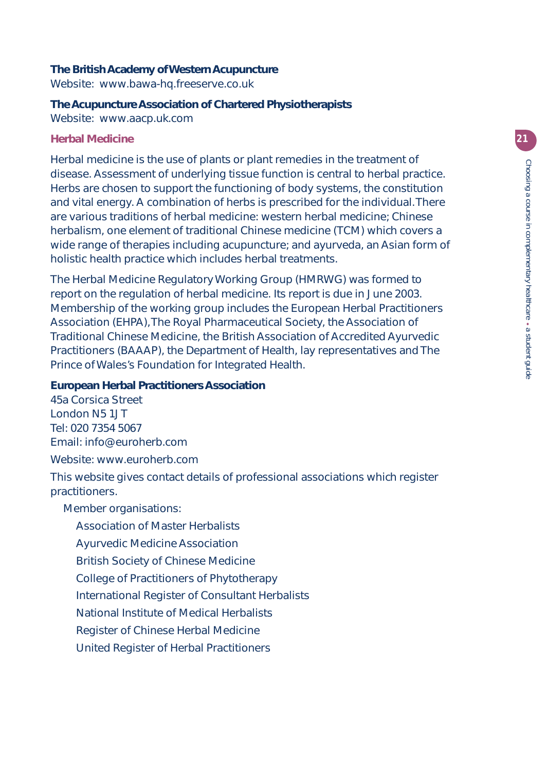**The British Academy of Western Acupuncture**
Website: www.bawa-hq.freeserve.co.uk

**The Acupuncture Association of Chartered Physiotherapists**
Website: www.aacp.uk.com

## Herbal Medicine

Herbal medicine is the use of plants or plant remedies in the treatment of disease. Assessment of underlying tissue function is central to herbal practice. Herbs are chosen to support the functioning of body systems, the constitution and vital energy. A combination of herbs is prescribed for the individual. There are various traditions of herbal medicine: western herbal medicine; Chinese herbalism, one element of traditional Chinese medicine (TCM) which covers a wide range of therapies including acupuncture; and ayurveda, an Asian form of holistic health practice which includes herbal treatments.

The Herbal Medicine Regulatory Working Group (HMRWG) was formed to report on the regulation of herbal medicine. Its report is due in June 2003. Membership of the working group includes the European Herbal Practitioners Association (EHPA), The Royal Pharmaceutical Society, the Association of Traditional Chinese Medicine, the British Association of Accredited Ayurvedic Practitioners (BAAAP), the Department of Health, lay representatives and The Prince of Wales's Foundation for Integrated Health.

**European Herbal Practitioners Association**
45a Corsica Street
London N5 1JT
Tel: 020 7354 5067
Email: info@euroherb.com

Website: www.euroherb.com

This website gives contact details of professional associations which register practitioners.

Member organisations:

- Association of Master Herbalists
- Ayurvedic Medicine Association
- British Society of Chinese Medicine
- College of Practitioners of Phytotherapy
- International Register of Consultant Herbalists
- National Institute of Medical Herbalists
- Register of Chinese Herbal Medicine
- United Register of Herbal Practitioners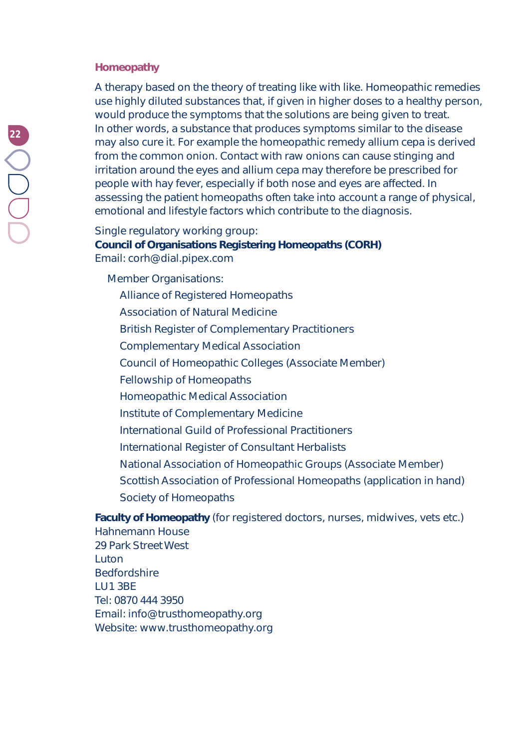## Homeopathy

A therapy based on the theory of treating like with like. Homeopathic remedies use highly diluted substances that, if given in higher doses to a healthy person, would produce the symptoms that the solutions are being given to treat. In other words, a substance that produces symptoms similar to the disease may also cure it. For example the homeopathic remedy allium cepa is derived from the common onion. Contact with raw onions can cause stinging and irritation around the eyes and allium cepa may therefore be prescribed for people with hay fever, especially if both nose and eyes are affected. In assessing the patient homeopaths often take into account a range of physical, emotional and lifestyle factors which contribute to the diagnosis.

Single regulatory working group:
**Council of Organisations Registering Homeopaths (CORH)**
Email: corh@dial.pipex.com

Member Organisations:

- Alliance of Registered Homeopaths
- Association of Natural Medicine
- British Register of Complementary Practitioners
- Complementary Medical Association
- Council of Homeopathic Colleges (Associate Member)
- Fellowship of Homeopaths
- Homeopathic Medical Association
- Institute of Complementary Medicine
- International Guild of Professional Practitioners
- International Register of Consultant Herbalists
- National Association of Homeopathic Groups (Associate Member)
- Scottish Association of Professional Homeopaths (application in hand)
- Society of Homeopaths

**Faculty of Homeopathy** (for registered doctors, nurses, midwives, vets etc.)
Hahnemann House
29 Park Street West
Luton
Bedfordshire
LU1 3BE
Tel: 0870 444 3950
Email: info@trusthomeopathy.org
Website: www.trusthomeopathy.org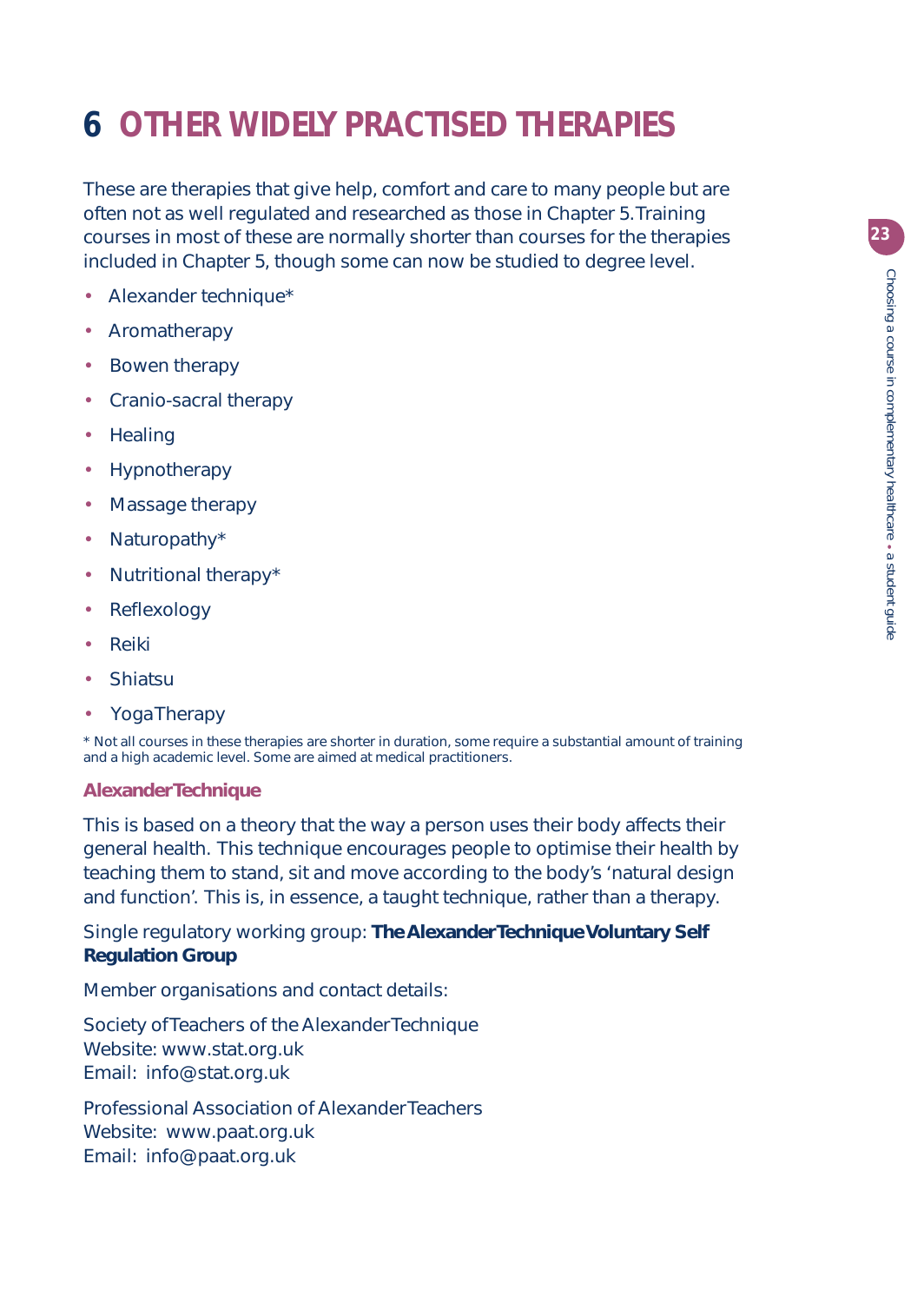# 6 OTHER WIDELY PRACTISED THERAPIES

These are therapies that give help, comfort and care to many people but are often not as well regulated and researched as those in Chapter 5. Training courses in most of these are normally shorter than courses for the therapies included in Chapter 5, though some can now be studied to degree level.

- Alexander technique*
- Aromatherapy
- Bowen therapy
- Cranio-sacral therapy
- Healing
- Hypnotherapy
- Massage therapy
- Naturopathy*
- Nutritional therapy*
- Reflexology
- Reiki
- Shiatsu
- Yoga Therapy

* Not all courses in these therapies are shorter in duration, some require a substantial amount of training and a high academic level. Some are aimed at medical practitioners.

### Alexander Technique

This is based on a theory that the way a person uses their body affects their general health. This technique encourages people to optimise their health by teaching them to stand, sit and move according to the body's 'natural design and function'. This is, in essence, a taught technique, rather than a therapy.

Single regulatory working group: **The Alexander Technique Voluntary Self Regulation Group**

Member organisations and contact details:

Society of Teachers of the Alexander Technique
Website: www.stat.org.uk
Email: info@stat.org.uk

Professional Association of Alexander Teachers
Website: www.paat.org.uk
Email: info@paat.org.uk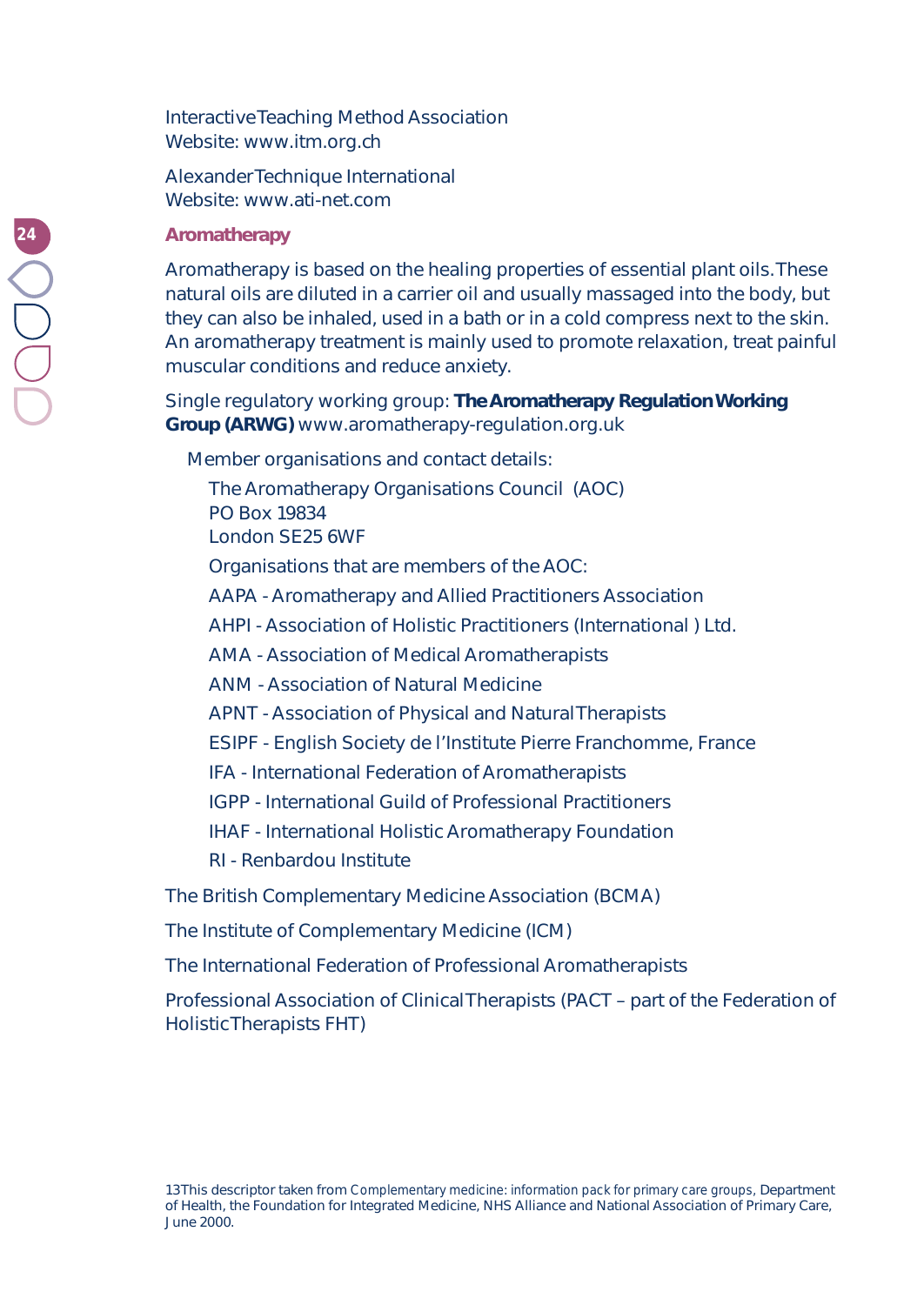Interactive Teaching Method Association
Website: www.itm.org.ch

Alexander Technique International
Website: www.ati-net.com

## Aromatherapy

Aromatherapy is based on the healing properties of essential plant oils. These natural oils are diluted in a carrier oil and usually massaged into the body, but they can also be inhaled, used in a bath or in a cold compress next to the skin. An aromatherapy treatment is mainly used to promote relaxation, treat painful muscular conditions and reduce anxiety.

Single regulatory working group: **The Aromatherapy Regulation Working Group (ARWG)** www.aromatherapy-regulation.org.uk

Member organisations and contact details:

The Aromatherapy Organisations Council (AOC)
PO Box 19834
London SE25 6WF

Organisations that are members of the AOC:

- AAPA - Aromatherapy and Allied Practitioners Association
- AHPI - Association of Holistic Practitioners (International ) Ltd.
- AMA - Association of Medical Aromatherapists
- ANM - Association of Natural Medicine
- APNT - Association of Physical and Natural Therapists
- ESIPF - English Society de l'Institute Pierre Franchomme, France
- IFA - International Federation of Aromatherapists
- IGPP - International Guild of Professional Practitioners
- IHAF - International Holistic Aromatherapy Foundation
- RI - Renbardou Institute

The British Complementary Medicine Association (BCMA)

The Institute of Complementary Medicine (ICM)

The International Federation of Professional Aromatherapists

Professional Association of Clinical Therapists (PACT – part of the Federation of Holistic Therapists FHT)

13This descriptor taken from *Complementary medicine: information pack for primary care groups*, Department of Health, the Foundation for Integrated Medicine, NHS Alliance and National Association of Primary Care, June 2000.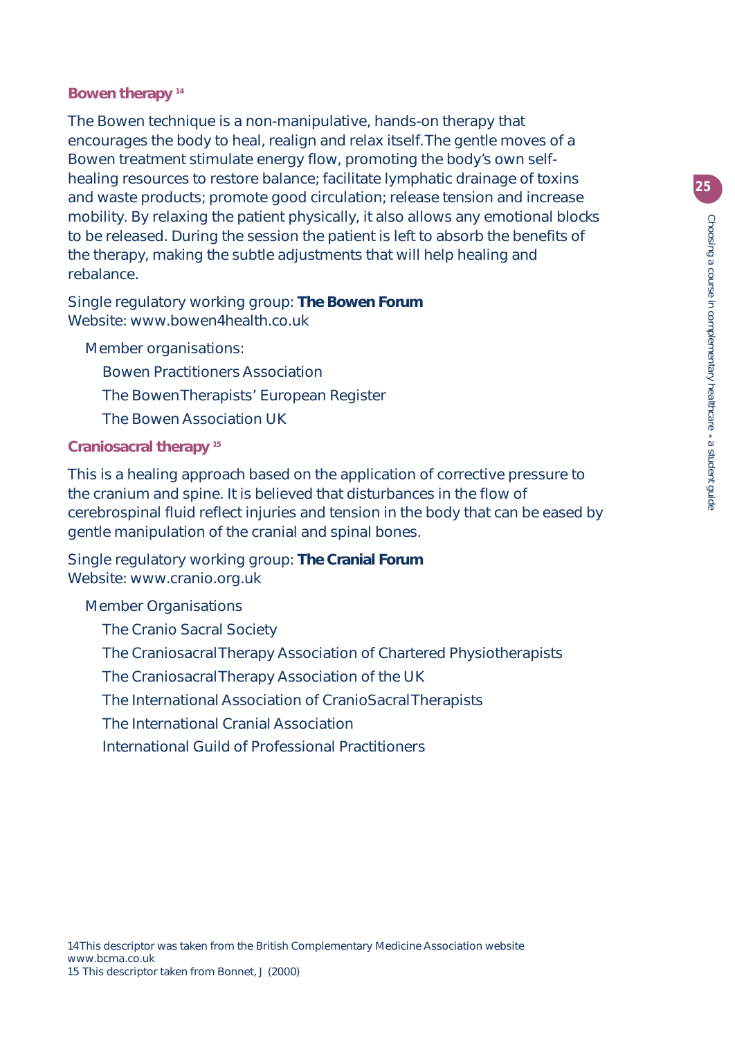## Bowen therapy [14]

The Bowen technique is a non-manipulative, hands-on therapy that encourages the body to heal, realign and relax itself.The gentle moves of a Bowen treatment stimulate energy flow, promoting the body's own self-healing resources to restore balance; facilitate lymphatic drainage of toxins and waste products; promote good circulation; release tension and increase mobility. By relaxing the patient physically, it also allows any emotional blocks to be released. During the session the patient is left to absorb the benefits of the therapy, making the subtle adjustments that will help healing and rebalance.

Single regulatory working group: **The Bowen Forum**
Website: www.bowen4health.co.uk

Member organisations:

- Bowen Practitioners Association
- The BowenTherapists' European Register
- The Bowen Association UK

## Craniosacral therapy [15]

This is a healing approach based on the application of corrective pressure to the cranium and spine. It is believed that disturbances in the flow of cerebrospinal fluid reflect injuries and tension in the body that can be eased by gentle manipulation of the cranial and spinal bones.

Single regulatory working group: **The Cranial Forum**
Website: www.cranio.org.uk

Member Organisations

- The Cranio Sacral Society
- The CraniosacralTherapy Association of Chartered Physiotherapists
- The CraniosacralTherapy Association of the UK
- The International Association of CranioSacralTherapists
- The International Cranial Association
- International Guild of Professional Practitioners

14This descriptor was taken from the British Complementary Medicine Association website www.bcma.co.uk
15 This descriptor taken from Bonnet, J (2000)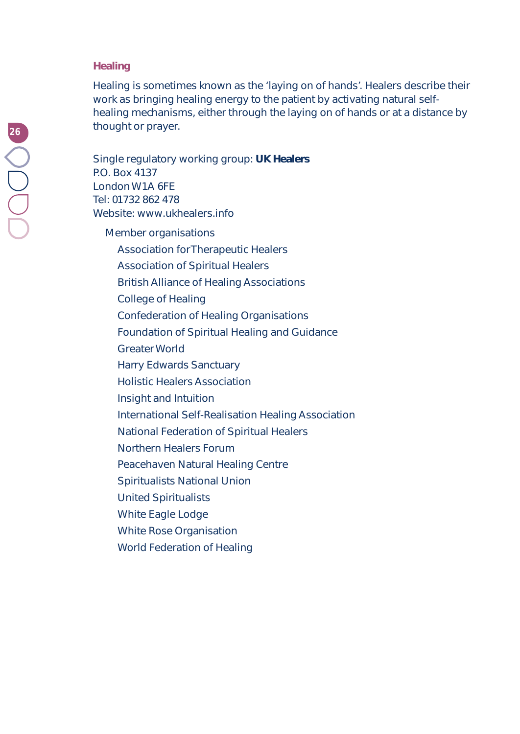## Healing

Healing is sometimes known as the 'laying on of hands'. Healers describe their work as bringing healing energy to the patient by activating natural self-healing mechanisms, either through the laying on of hands or at a distance by thought or prayer.

Single regulatory working group: **UK Healers**
P.O. Box 4137
London W1A 6FE
Tel: 01732 862 478
Website: www.ukhealers.info

Member organisations

- Association for Therapeutic Healers
- Association of Spiritual Healers
- British Alliance of Healing Associations
- College of Healing
- Confederation of Healing Organisations
- Foundation of Spiritual Healing and Guidance
- Greater World
- Harry Edwards Sanctuary
- Holistic Healers Association
- Insight and Intuition
- International Self-Realisation Healing Association
- National Federation of Spiritual Healers
- Northern Healers Forum
- Peacehaven Natural Healing Centre
- Spiritualists National Union
- United Spiritualists
- White Eagle Lodge
- White Rose Organisation
- World Federation of Healing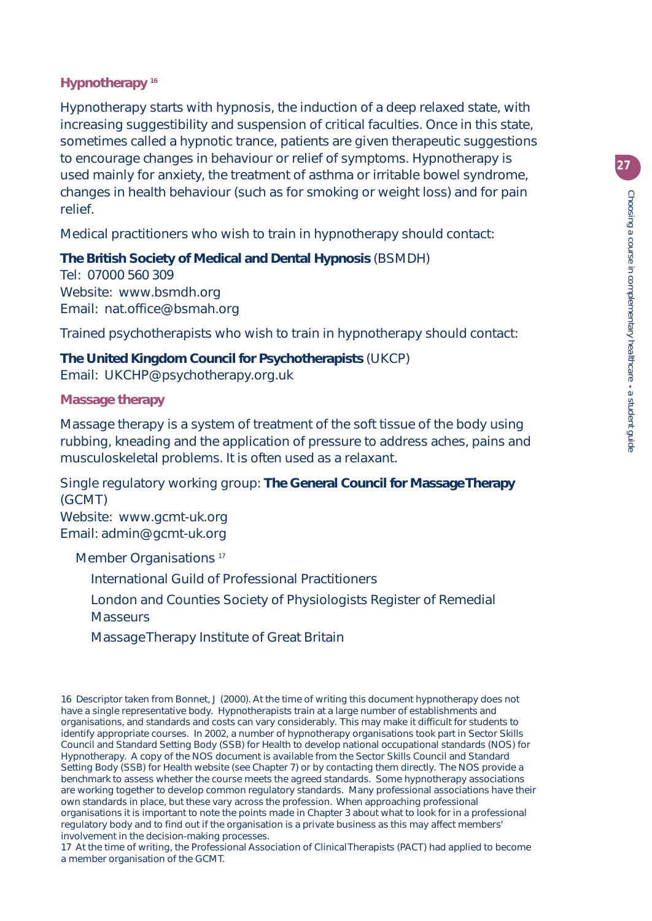## Hypnotherapy [16]

Hypnotherapy starts with hypnosis, the induction of a deep relaxed state, with increasing suggestibility and suspension of critical faculties. Once in this state, sometimes called a hypnotic trance, patients are given therapeutic suggestions to encourage changes in behaviour or relief of symptoms. Hypnotherapy is used mainly for anxiety, the treatment of asthma or irritable bowel syndrome, changes in health behaviour (such as for smoking or weight loss) and for pain relief.

Medical practitioners who wish to train in hypnotherapy should contact:

**The British Society of Medical and Dental Hypnosis** (BSMDH)
Tel: 07000 560 309
Website: www.bsmdh.org
Email: nat.office@bsmah.org

Trained psychotherapists who wish to train in hypnotherapy should contact:

**The United Kingdom Council for Psychotherapists** (UKCP)
Email: UKCHP@psychotherapy.org.uk

## Massage therapy

Massage therapy is a system of treatment of the soft tissue of the body using rubbing, kneading and the application of pressure to address aches, pains and musculoskeletal problems. It is often used as a relaxant.

Single regulatory working group: **The General Council for Massage Therapy** (GCMT)
Website: www.gcmt-uk.org
Email: admin@gcmt-uk.org

Member Organisations [17]

- International Guild of Professional Practitioners
- London and Counties Society of Physiologists Register of Remedial Masseurs
- Massage Therapy Institute of Great Britain

16 Descriptor taken from Bonnet, J (2000). At the time of writing this document hypnotherapy does not have a single representative body. Hypnotherapists train at a large number of establishments and organisations, and standards and costs can vary considerably. This may make it difficult for students to identify appropriate courses. In 2002, a number of hypnotherapy organisations took part in Sector Skills Council and Standard Setting Body (SSB) for Health to develop national occupational standards (NOS) for Hypnotherapy. A copy of the NOS document is available from the Sector Skills Council and Standard Setting Body (SSB) for Health website (see Chapter 7) or by contacting them directly. The NOS provide a benchmark to assess whether the course meets the agreed standards. Some hypnotherapy associations are working together to develop common regulatory standards. Many professional associations have their own standards in place, but these vary across the profession. When approaching professional organisations it is important to note the points made in Chapter 3 about what to look for in a professional regulatory body and to find out if the organisation is a private business as this may affect members' involvement in the decision-making processes.

17 At the time of writing, the Professional Association of Clinical Therapists (PACT) had applied to become a member organisation of the GCMT.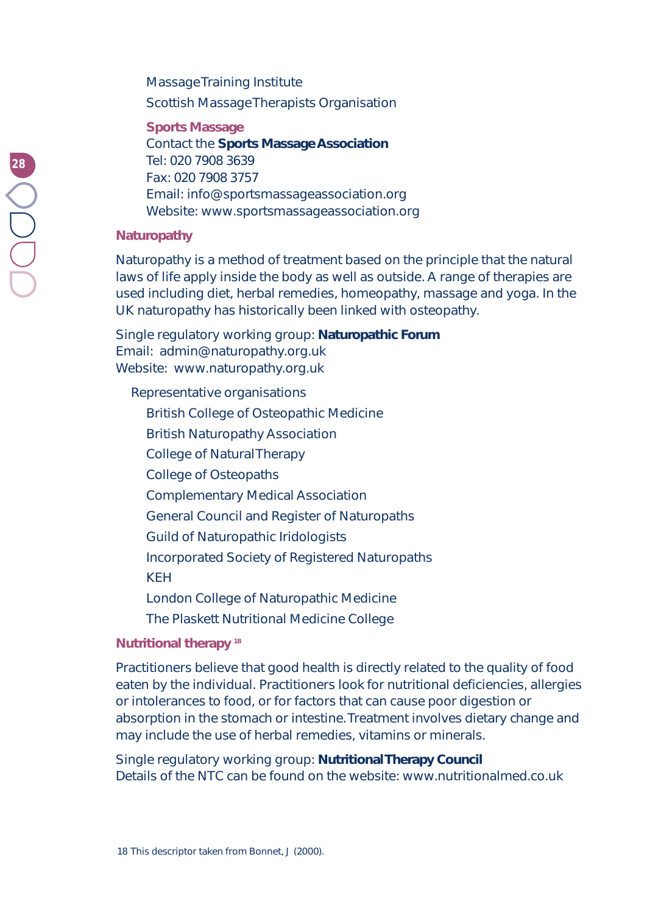Massage Training Institute

Scottish Massage Therapists Organisation

### Sports Massage

Contact the **Sports Massage Association**
Tel: 020 7908 3639
Fax: 020 7908 3757
Email: info@sportsmassageassociation.org
Website: www.sportsmassageassociation.org

## Naturopathy

Naturopathy is a method of treatment based on the principle that the natural laws of life apply inside the body as well as outside. A range of therapies are used including diet, herbal remedies, homeopathy, massage and yoga. In the UK naturopathy has historically been linked with osteopathy.

Single regulatory working group: **Naturopathic Forum**
Email: admin@naturopathy.org.uk
Website: www.naturopathy.org.uk

Representative organisations

- British College of Osteopathic Medicine
- British Naturopathy Association
- College of Natural Therapy
- College of Osteopaths
- Complementary Medical Association
- General Council and Register of Naturopaths
- Guild of Naturopathic Iridologists
- Incorporated Society of Registered Naturopaths
- KEH
- London College of Naturopathic Medicine
- The Plaskett Nutritional Medicine College

## Nutritional therapy [18]

Practitioners believe that good health is directly related to the quality of food eaten by the individual. Practitioners look for nutritional deficiencies, allergies or intolerances to food, or for factors that can cause poor digestion or absorption in the stomach or intestine. Treatment involves dietary change and may include the use of herbal remedies, vitamins or minerals.

Single regulatory working group: **Nutritional Therapy Council**
Details of the NTC can be found on the website: www.nutritionalmed.co.uk

18 This descriptor taken from Bonnet, J (2000).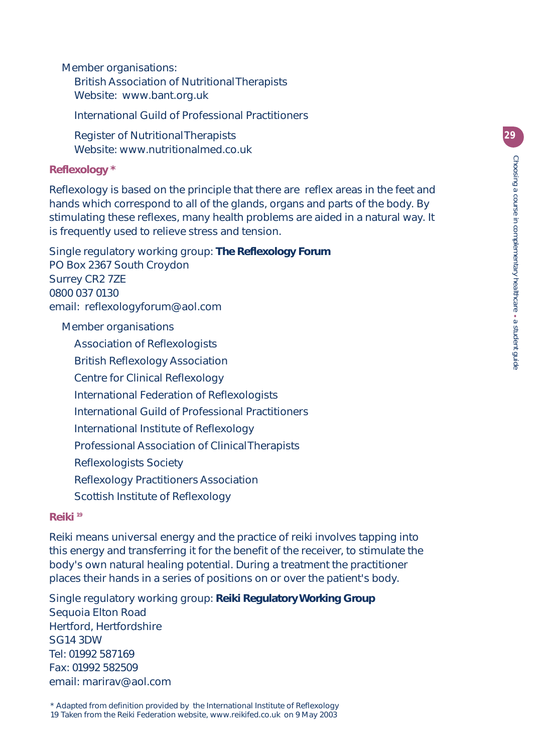Member organisations:

British Association of Nutritional Therapists
Website: www.bant.org.uk

International Guild of Professional Practitioners

Register of Nutritional Therapists
Website: www.nutritionalmed.co.uk

## Reflexology *

Reflexology is based on the principle that there are reflex areas in the feet and hands which correspond to all of the glands, organs and parts of the body. By stimulating these reflexes, many health problems are aided in a natural way. It is frequently used to relieve stress and tension.

Single regulatory working group: **The Reflexology Forum**
PO Box 2367 South Croydon
Surrey CR2 7ZE
0800 037 0130
email: reflexologyforum@aol.com

Member organisations

- Association of Reflexologists
- British Reflexology Association
- Centre for Clinical Reflexology
- International Federation of Reflexologists
- International Guild of Professional Practitioners
- International Institute of Reflexology
- Professional Association of Clinical Therapists
- Reflexologists Society
- Reflexology Practitioners Association
- Scottish Institute of Reflexology

## Reiki [19]

Reiki means universal energy and the practice of reiki involves tapping into this energy and transferring it for the benefit of the receiver, to stimulate the body's own natural healing potential. During a treatment the practitioner places their hands in a series of positions on or over the patient's body.

Single regulatory working group: **Reiki Regulatory Working Group**
Sequoia Elton Road
Hertford, Hertfordshire
SG14 3DW
Tel: 01992 587169
Fax: 01992 582509
email: marirav@aol.com

* Adapted from definition provided by the International Institute of Reflexology
19 Taken from the Reiki Federation website, www.reikifed.co.uk on 9 May 2003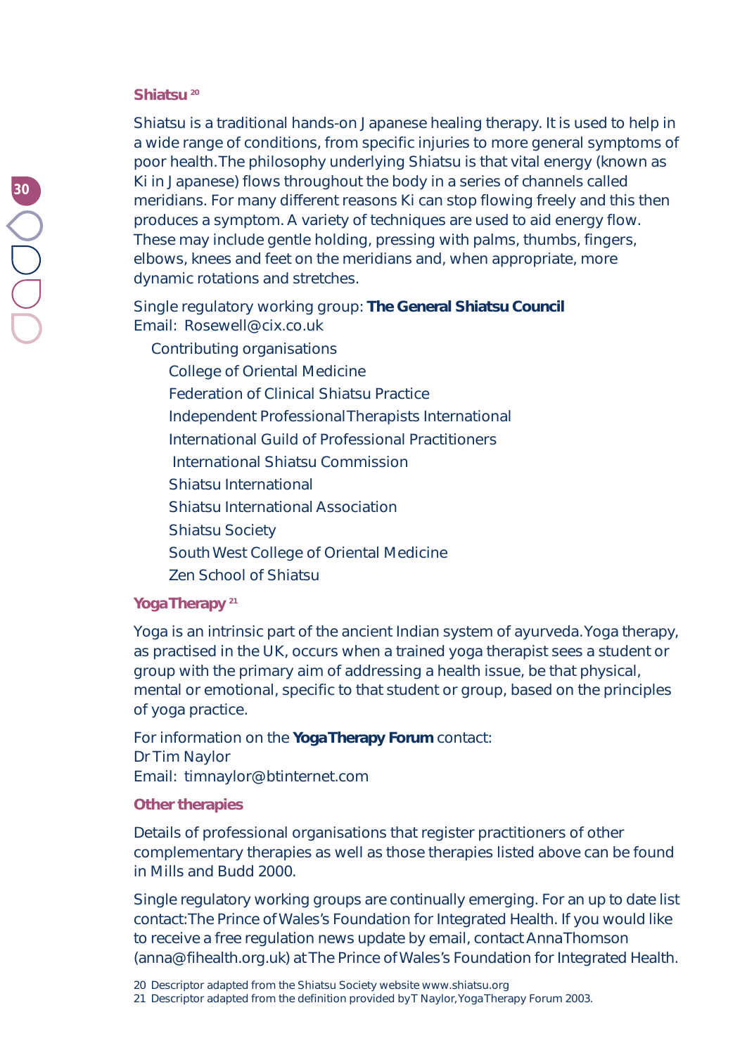### Shiatsu [20]

Shiatsu is a traditional hands-on Japanese healing therapy. It is used to help in a wide range of conditions, from specific injuries to more general symptoms of poor health. The philosophy underlying Shiatsu is that vital energy (known as Ki in Japanese) flows throughout the body in a series of channels called meridians. For many different reasons Ki can stop flowing freely and this then produces a symptom. A variety of techniques are used to aid energy flow. These may include gentle holding, pressing with palms, thumbs, fingers, elbows, knees and feet on the meridians and, when appropriate, more dynamic rotations and stretches.

Single regulatory working group: **The General Shiatsu Council**
Email: Rosewell@cix.co.uk

Contributing organisations

- College of Oriental Medicine
- Federation of Clinical Shiatsu Practice
- Independent Professional Therapists International
- International Guild of Professional Practitioners
- International Shiatsu Commission
- Shiatsu International
- Shiatsu International Association
- Shiatsu Society
- South West College of Oriental Medicine
- Zen School of Shiatsu

### Yoga Therapy [21]

Yoga is an intrinsic part of the ancient Indian system of ayurveda. Yoga therapy, as practised in the UK, occurs when a trained yoga therapist sees a student or group with the primary aim of addressing a health issue, be that physical, mental or emotional, specific to that student or group, based on the principles of yoga practice.

For information on the **Yoga Therapy Forum** contact:
Dr Tim Naylor
Email: timnaylor@btinternet.com

### Other therapies

Details of professional organisations that register practitioners of other complementary therapies as well as those therapies listed above can be found in Mills and Budd 2000.

Single regulatory working groups are continually emerging. For an up to date list contact: The Prince of Wales's Foundation for Integrated Health. If you would like to receive a free regulation news update by email, contact Anna Thomson (anna@fihealth.org.uk) at The Prince of Wales's Foundation for Integrated Health.

20 Descriptor adapted from the Shiatsu Society website www.shiatsu.org
21 Descriptor adapted from the definition provided by T Naylor, Yoga Therapy Forum 2003.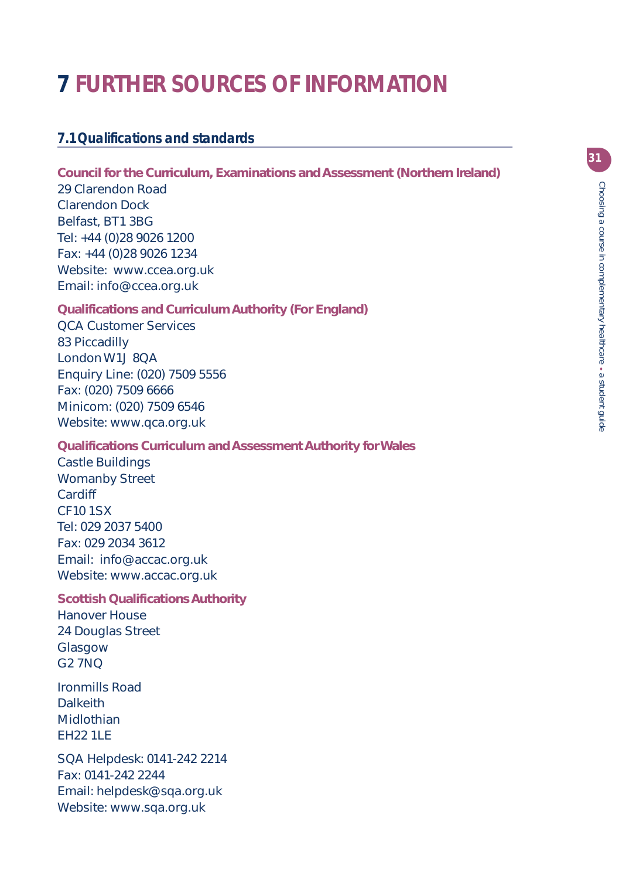# 7 FURTHER SOURCES OF INFORMATION

## 7.1 Qualifications and standards

**Council for the Curriculum, Examinations and Assessment (Northern Ireland)**
29 Clarendon Road
Clarendon Dock
Belfast, BT1 3BG
Tel: +44 (0)28 9026 1200
Fax: +44 (0)28 9026 1234
Website: www.ccea.org.uk
Email: info@ccea.org.uk

**Qualifications and Curriculum Authority (For England)**
QCA Customer Services
83 Piccadilly
London W1J 8QA
Enquiry Line: (020) 7509 5556
Fax: (020) 7509 6666
Minicom: (020) 7509 6546
Website: www.qca.org.uk

**Qualifications Curriculum and Assessment Authority for Wales**
Castle Buildings
Womanby Street
Cardiff
CF10 1SX
Tel: 029 2037 5400
Fax: 029 2034 3612
Email: info@accac.org.uk
Website: www.accac.org.uk

**Scottish Qualifications Authority**
Hanover House
24 Douglas Street
Glasgow
G2 7NQ

Ironmills Road
Dalkeith
Midlothian
EH22 1LE

SQA Helpdesk: 0141-242 2214
Fax: 0141-242 2244
Email: helpdesk@sqa.org.uk
Website: www.sqa.org.uk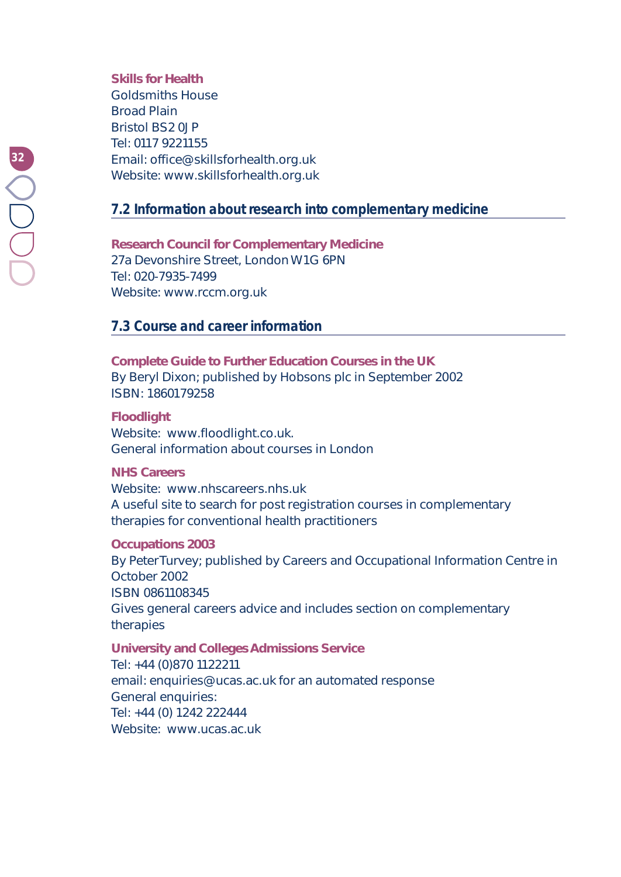**Skills for Health**
Goldsmiths House
Broad Plain
Bristol BS2 0JP
Tel: 0117 9221155
Email: office@skillsforhealth.org.uk
Website: www.skillsforhealth.org.uk

## 7.2 Information about research into complementary medicine

**Research Council for Complementary Medicine**
27a Devonshire Street, London W1G 6PN
Tel: 020-7935-7499
Website: www.rccm.org.uk

## 7.3 Course and career information

**Complete Guide to Further Education Courses in the UK**
By Beryl Dixon; published by Hobsons plc in September 2002
ISBN: 1860179258

**Floodlight**
Website: www.floodlight.co.uk.
General information about courses in London

**NHS Careers**
Website: www.nhscareers.nhs.uk
A useful site to search for post registration courses in complementary therapies for conventional health practitioners

**Occupations 2003**
By Peter Turvey; published by Careers and Occupational Information Centre in October 2002
ISBN 0861108345
Gives general careers advice and includes section on complementary therapies

**University and Colleges Admissions Service**
Tel: +44 (0)870 1122211
email: enquiries@ucas.ac.uk for an automated response
General enquiries:
Tel: +44 (0) 1242 222444
Website: www.ucas.ac.uk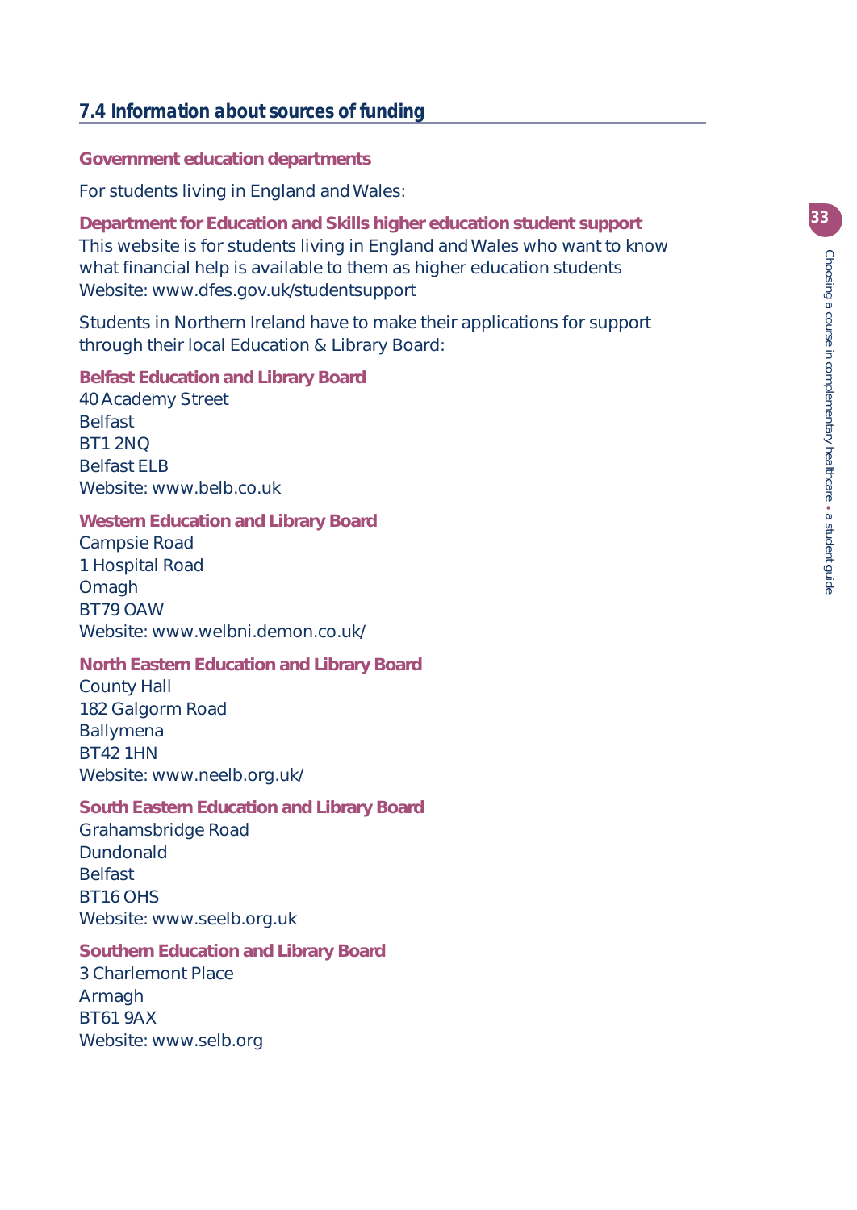## 7.4 Information about sources of funding

### Government education departments

For students living in England and Wales:

**Department for Education and Skills higher education student support**
This website is for students living in England and Wales who want to know what financial help is available to them as higher education students
Website: www.dfes.gov.uk/studentsupport

Students in Northern Ireland have to make their applications for support through their local Education & Library Board:

**Belfast Education and Library Board**
40 Academy Street
Belfast
BT1 2NQ
Belfast ELB
Website: www.belb.co.uk

**Western Education and Library Board**
Campsie Road
1 Hospital Road
Omagh
BT79 OAW
Website: www.welbni.demon.co.uk/

**North Eastern Education and Library Board**
County Hall
182 Galgorm Road
Ballymena
BT42 1HN
Website: www.neelb.org.uk/

**South Eastern Education and Library Board**
Grahamsbridge Road
Dundonald
Belfast
BT16 OHS
Website: www.seelb.org.uk

**Southern Education and Library Board**
3 Charlemont Place
Armagh
BT61 9AX
Website: www.selb.org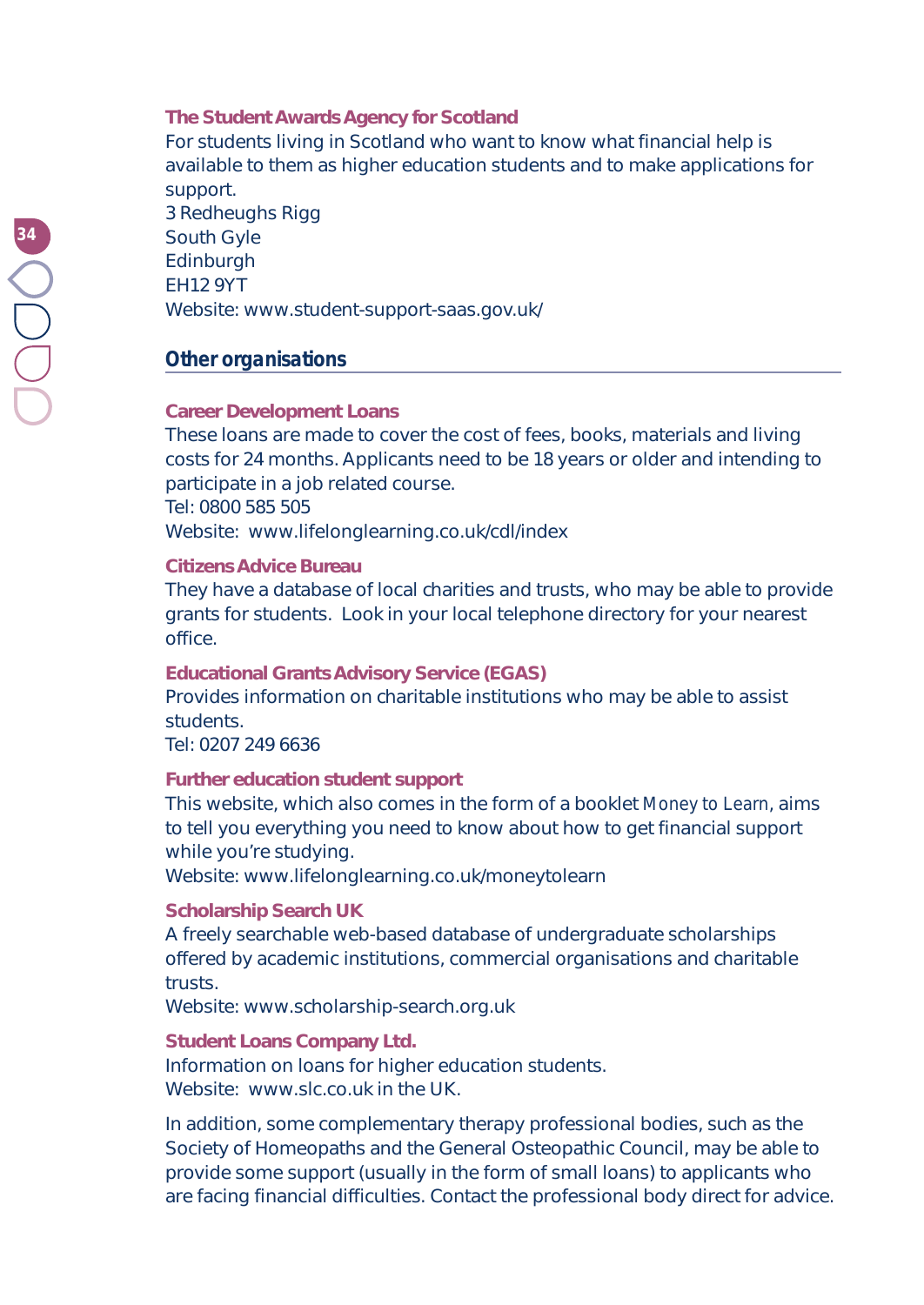### The Student Awards Agency for Scotland

For students living in Scotland who want to know what financial help is available to them as higher education students and to make applications for support.
3 Redheughs Rigg
South Gyle
Edinburgh
EH12 9YT
Website: www.student-support-saas.gov.uk/

## Other organisations

### Career Development Loans

These loans are made to cover the cost of fees, books, materials and living costs for 24 months. Applicants need to be 18 years or older and intending to participate in a job related course.
Tel: 0800 585 505
Website: www.lifelonglearning.co.uk/cdl/index

### Citizens Advice Bureau

They have a database of local charities and trusts, who may be able to provide grants for students. Look in your local telephone directory for your nearest office.

### Educational Grants Advisory Service (EGAS)

Provides information on charitable institutions who may be able to assist students.
Tel: 0207 249 6636

### Further education student support

This website, which also comes in the form of a booklet *Money to Learn*, aims to tell you everything you need to know about how to get financial support while you're studying.
Website: www.lifelonglearning.co.uk/moneytolearn

### Scholarship Search UK

A freely searchable web-based database of undergraduate scholarships offered by academic institutions, commercial organisations and charitable trusts.
Website: www.scholarship-search.org.uk

### Student Loans Company Ltd.

Information on loans for higher education students.
Website: www.slc.co.uk in the UK.

In addition, some complementary therapy professional bodies, such as the Society of Homeopaths and the General Osteopathic Council, may be able to provide some support (usually in the form of small loans) to applicants who are facing financial difficulties. Contact the professional body direct for advice.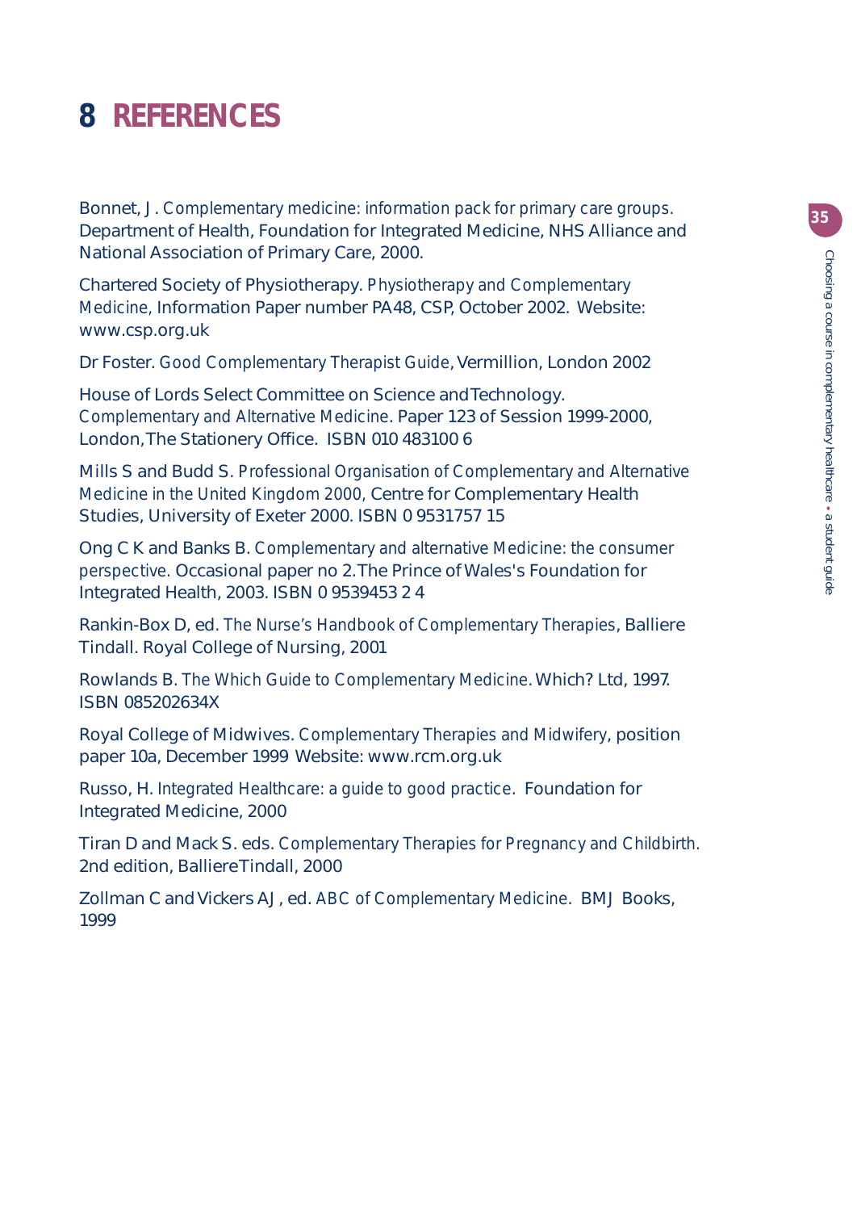# 8 REFERENCES

Bonnet, J. *Complementary medicine: information pack for primary care groups.* Department of Health, Foundation for Integrated Medicine, NHS Alliance and National Association of Primary Care, 2000.

Chartered Society of Physiotherapy. *Physiotherapy and Complementary Medicine,* Information Paper number PA48, CSP, October 2002. Website: www.csp.org.uk

Dr Foster. *Good Complementary Therapist Guide,* Vermillion, London 2002

House of Lords Select Committee on Science and Technology. *Complementary and Alternative Medicine.* Paper 123 of Session 1999-2000, London, The Stationery Office. ISBN 010 483100 6

Mills S and Budd S. *Professional Organisation of Complementary and Alternative Medicine in the United Kingdom 2000,* Centre for Complementary Health Studies, University of Exeter 2000. ISBN 0 9531757 15

Ong C K and Banks B. *Complementary and alternative Medicine: the consumer perspective.* Occasional paper no 2. The Prince of Wales's Foundation for Integrated Health, 2003. ISBN 0 9539453 2 4

Rankin-Box D, ed. *The Nurse's Handbook of Complementary Therapies,* Balliere Tindall. Royal College of Nursing, 2001

Rowlands B. *The Which Guide to Complementary Medicine.* Which? Ltd, 1997. ISBN 085202634X

Royal College of Midwives. *Complementary Therapies and Midwifery,* position paper 10a, December 1999 Website: www.rcm.org.uk

Russo, H. *Integrated Healthcare: a guide to good practice.* Foundation for Integrated Medicine, 2000

Tiran D and Mack S. eds. *Complementary Therapies for Pregnancy and Childbirth.* 2nd edition, Balliere Tindall, 2000

Zollman C and Vickers AJ, ed. *ABC of Complementary Medicine.* BMJ Books, 1999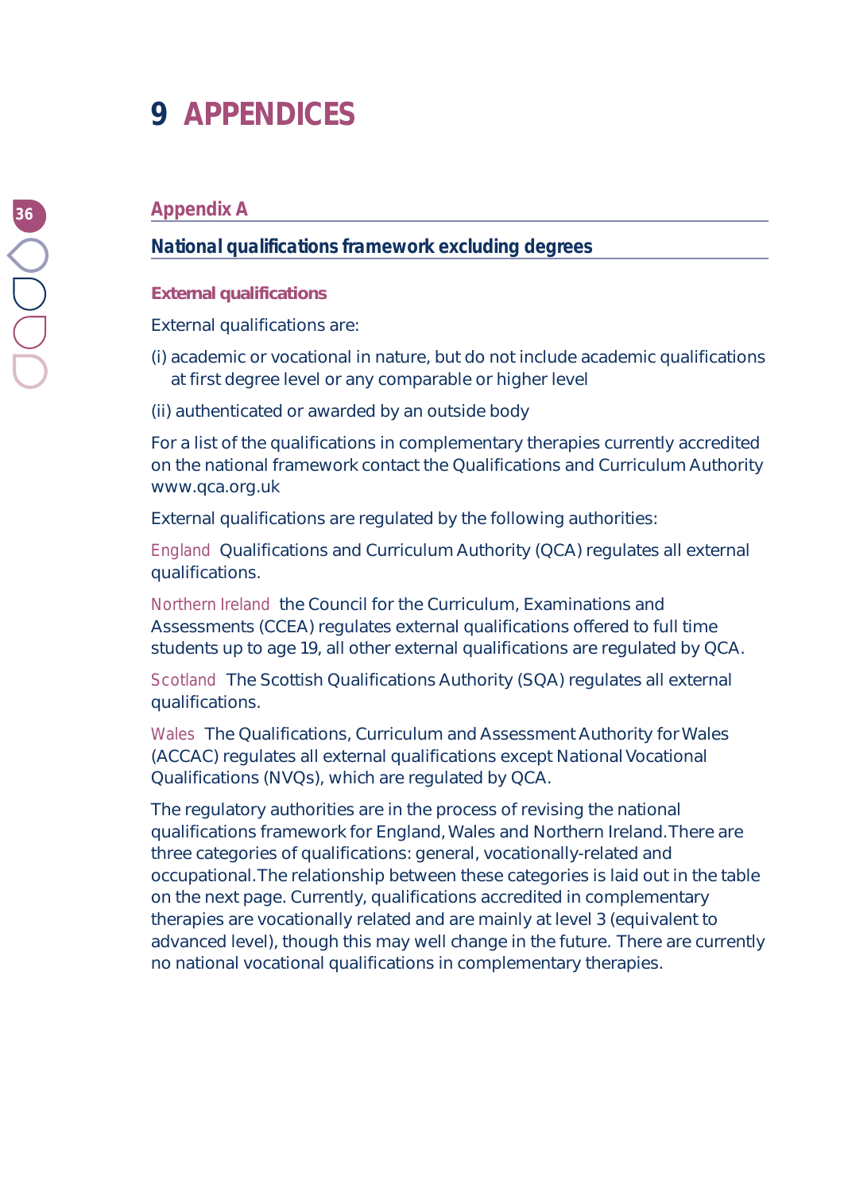# 9 APPENDICES

## Appendix A

### National qualifications framework excluding degrees

#### External qualifications

External qualifications are:

(i) academic or vocational in nature, but do not include academic qualifications at first degree level or any comparable or higher level

(ii) authenticated or awarded by an outside body

For a list of the qualifications in complementary therapies currently accredited on the national framework contact the Qualifications and Curriculum Authority www.qca.org.uk

External qualifications are regulated by the following authorities:

England Qualifications and Curriculum Authority (QCA) regulates all external qualifications.

Northern Ireland the Council for the Curriculum, Examinations and Assessments (CCEA) regulates external qualifications offered to full time students up to age 19, all other external qualifications are regulated by QCA.

Scotland The Scottish Qualifications Authority (SQA) regulates all external qualifications.

Wales The Qualifications, Curriculum and Assessment Authority for Wales (ACCAC) regulates all external qualifications except National Vocational Qualifications (NVQs), which are regulated by QCA.

The regulatory authorities are in the process of revising the national qualifications framework for England, Wales and Northern Ireland. There are three categories of qualifications: general, vocationally-related and occupational. The relationship between these categories is laid out in the table on the next page. Currently, qualifications accredited in complementary therapies are vocationally related and are mainly at level 3 (equivalent to advanced level), though this may well change in the future. There are currently no national vocational qualifications in complementary therapies.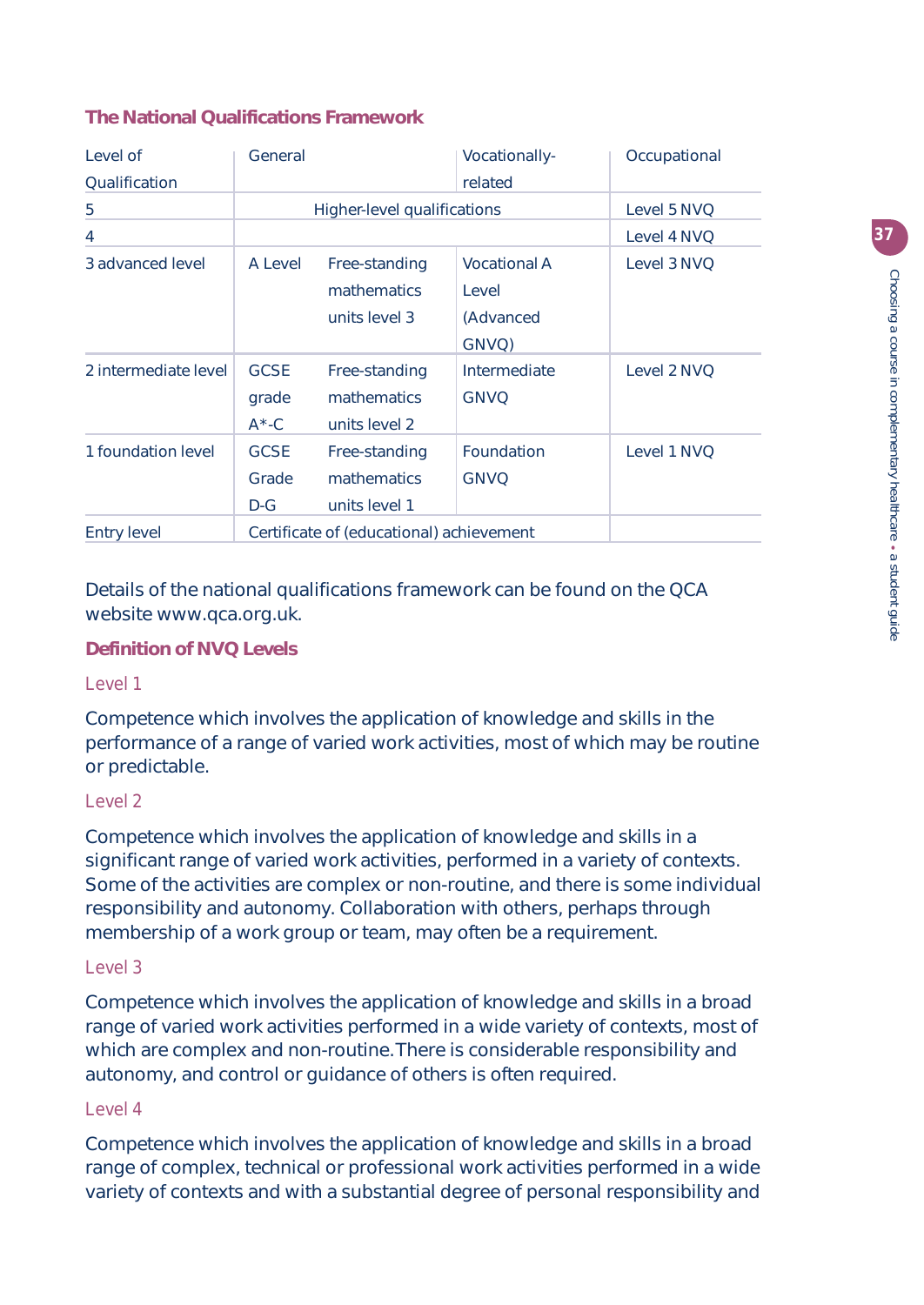## The National Qualifications Framework

| Level of Qualification | General | | Vocationally-related | Occupational |
|---|---|---|---|---|
| 5 | Higher-level qualifications | | | Level 5 NVQ |
| 4 | | | | Level 4 NVQ |
| 3 advanced level | A Level | Free-standing mathematics units level 3 | Vocational A Level (Advanced GNVQ) | Level 3 NVQ |
| 2 intermediate level | GCSE grade A*-C | Free-standing mathematics units level 2 | Intermediate GNVQ | Level 2 NVQ |
| 1 foundation level | GCSE Grade D-G | Free-standing mathematics units level 1 | Foundation GNVQ | Level 1 NVQ |
| Entry level | Certificate of (educational) achievement | | | |

Details of the national qualifications framework can be found on the QCA website www.qca.org.uk.

### Definition of NVQ Levels

#### Level 1

Competence which involves the application of knowledge and skills in the performance of a range of varied work activities, most of which may be routine or predictable.

#### Level 2

Competence which involves the application of knowledge and skills in a significant range of varied work activities, performed in a variety of contexts. Some of the activities are complex or non-routine, and there is some individual responsibility and autonomy. Collaboration with others, perhaps through membership of a work group or team, may often be a requirement.

#### Level 3

Competence which involves the application of knowledge and skills in a broad range of varied work activities performed in a wide variety of contexts, most of which are complex and non-routine. There is considerable responsibility and autonomy, and control or guidance of others is often required.

#### Level 4

Competence which involves the application of knowledge and skills in a broad range of complex, technical or professional work activities performed in a wide variety of contexts and with a substantial degree of personal responsibility and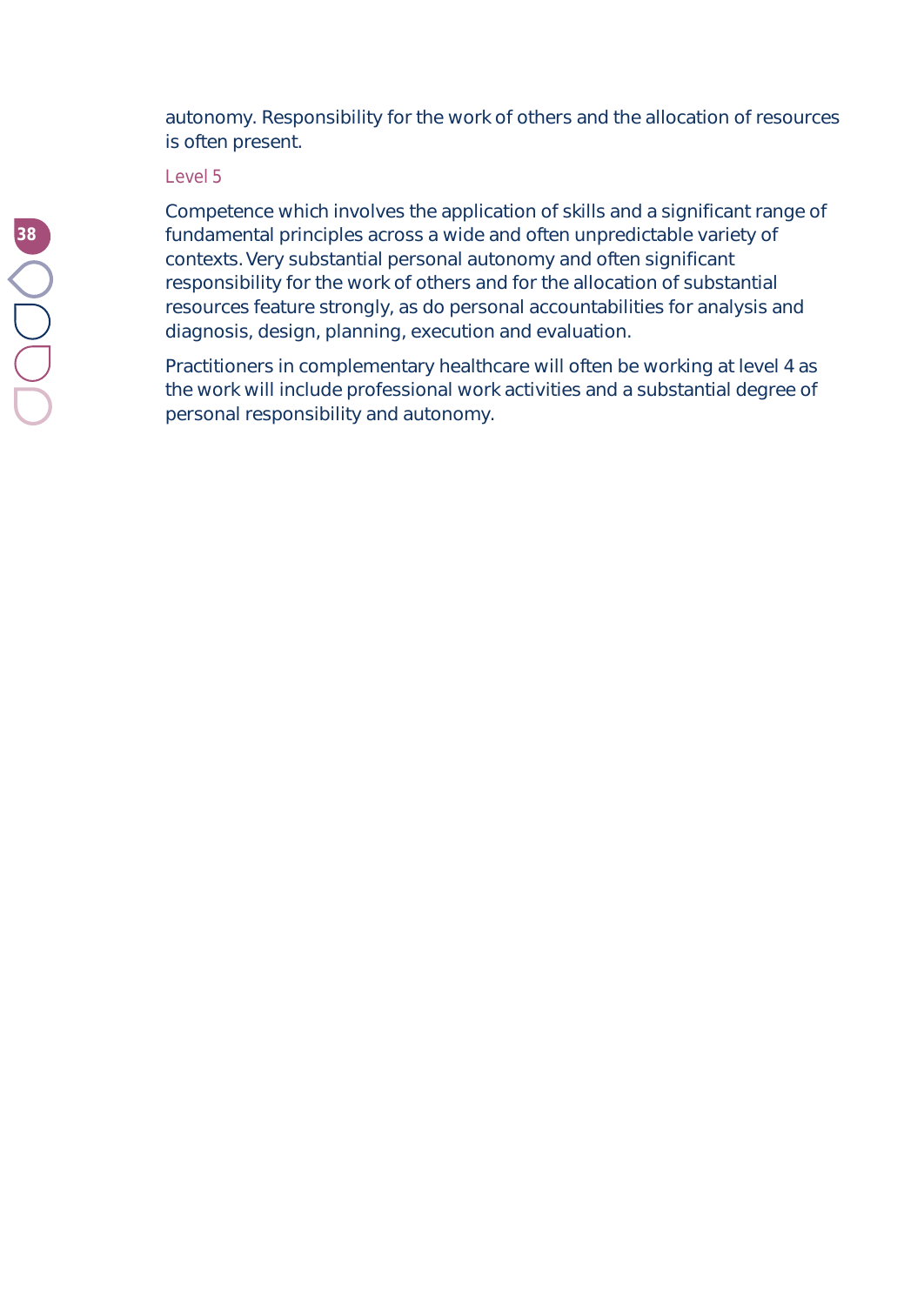autonomy. Responsibility for the work of others and the allocation of resources is often present.

### Level 5

Competence which involves the application of skills and a significant range of fundamental principles across a wide and often unpredictable variety of contexts. Very substantial personal autonomy and often significant responsibility for the work of others and for the allocation of substantial resources feature strongly, as do personal accountabilities for analysis and diagnosis, design, planning, execution and evaluation.

Practitioners in complementary healthcare will often be working at level 4 as the work will include professional work activities and a substantial degree of personal responsibility and autonomy.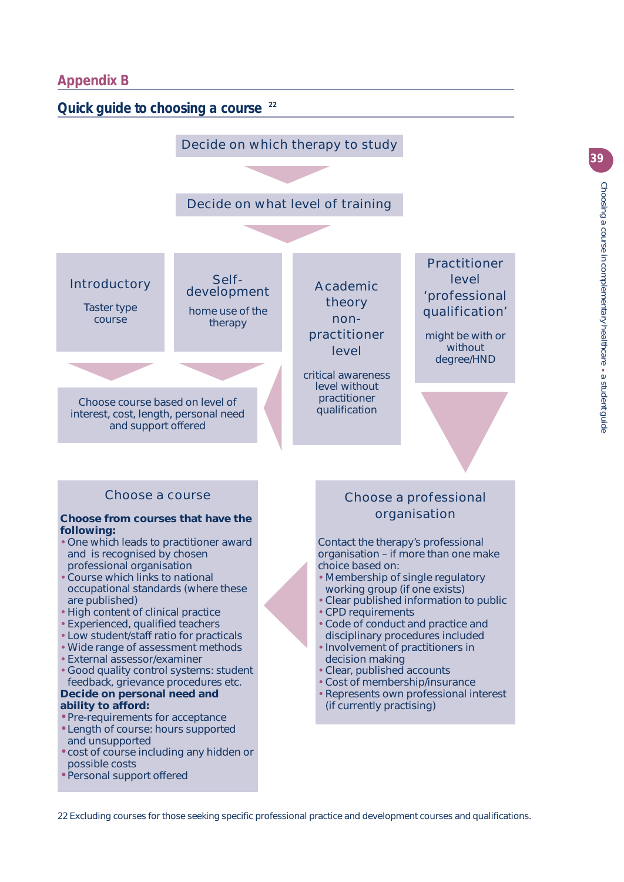## Appendix B

### Quick guide to choosing a course [22]

Decide on which therapy to study

Decide on what level of training

**Introductory**

Taster type course

**Self-development**

home use of the therapy

**Academic theory non-practitioner level**

critical awareness level without practitioner qualification

**Practitioner level 'professional qualification'**

might be with or without degree/HND

Choose course based on level of interest, cost, length, personal need and support offered

### Choose a course

**Choose from courses that have the following:**

- One which leads to practitioner award and is recognised by chosen professional organisation
- Course which links to national occupational standards (where these are published)
- High content of clinical practice
- Experienced, qualified teachers
- Low student/staff ratio for practicals
- Wide range of assessment methods
- External assessor/examiner
- Good quality control systems: student feedback, grievance procedures etc.

**Decide on personal need and ability to afford:**

- Pre-requirements for acceptance
- Length of course: hours supported and unsupported
- cost of course including any hidden or possible costs
- Personal support offered

### Choose a professional organisation

Contact the therapy's professional organisation – if more than one make choice based on:

- Membership of single regulatory working group (if one exists)
- Clear published information to public
- CPD requirements
- Code of conduct and practice and disciplinary procedures included
- Involvement of practitioners in decision making
- Clear, published accounts
- Cost of membership/insurance
- Represents own professional interest (if currently practising)

22 Excluding courses for those seeking specific professional practice and development courses and qualifications.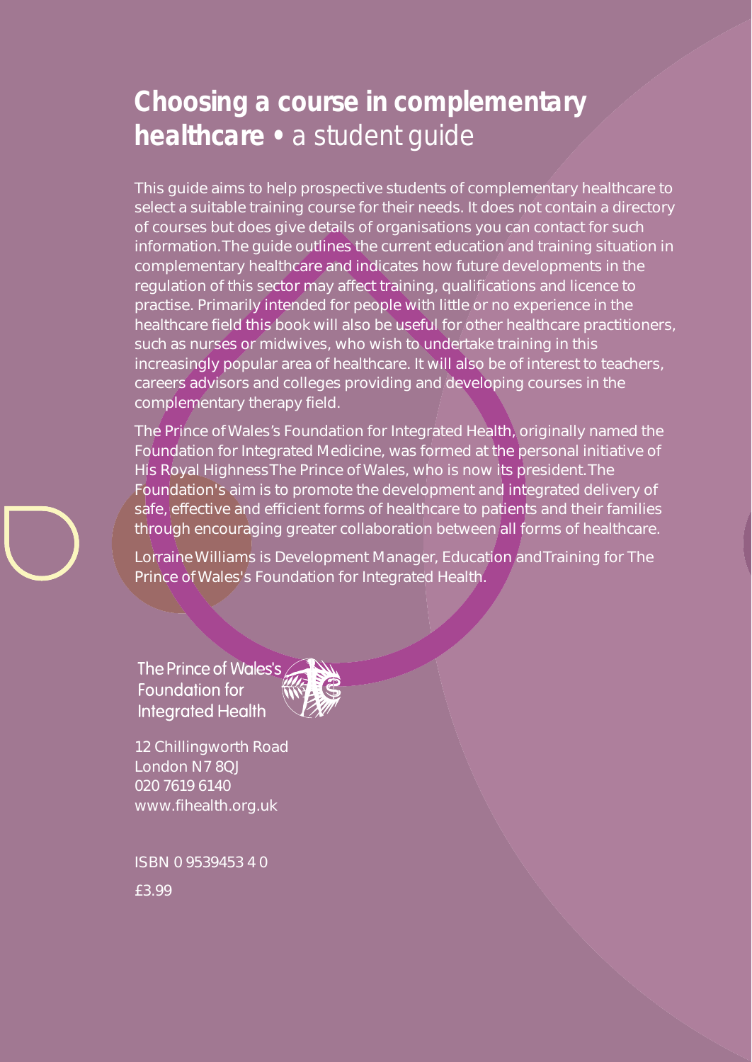# **Choosing a course in complementary healthcare** • a student guide

This guide aims to help prospective students of complementary healthcare to select a suitable training course for their needs. It does not contain a directory of courses but does give details of organisations you can contact for such information. The guide outlines the current education and training situation in complementary healthcare and indicates how future developments in the regulation of this sector may affect training, qualifications and licence to practise. Primarily intended for people with little or no experience in the healthcare field this book will also be useful for other healthcare practitioners, such as nurses or midwives, who wish to undertake training in this increasingly popular area of healthcare. It will also be of interest to teachers, careers advisors and colleges providing and developing courses in the complementary therapy field.

The Prince of Wales's Foundation for Integrated Health, originally named the Foundation for Integrated Medicine, was formed at the personal initiative of His Royal Highness The Prince of Wales, who is now its president. The Foundation's aim is to promote the development and integrated delivery of safe, effective and efficient forms of healthcare to patients and their families through encouraging greater collaboration between all forms of healthcare.

Lorraine Williams is Development Manager, Education and Training for The Prince of Wales's Foundation for Integrated Health.

The Prince of Wales's
Foundation for
Integrated Health

12 Chillingworth Road
London N7 8QJ
020 7619 6140
www.fihealth.org.uk

ISBN 0 9539453 4 0

£3.99